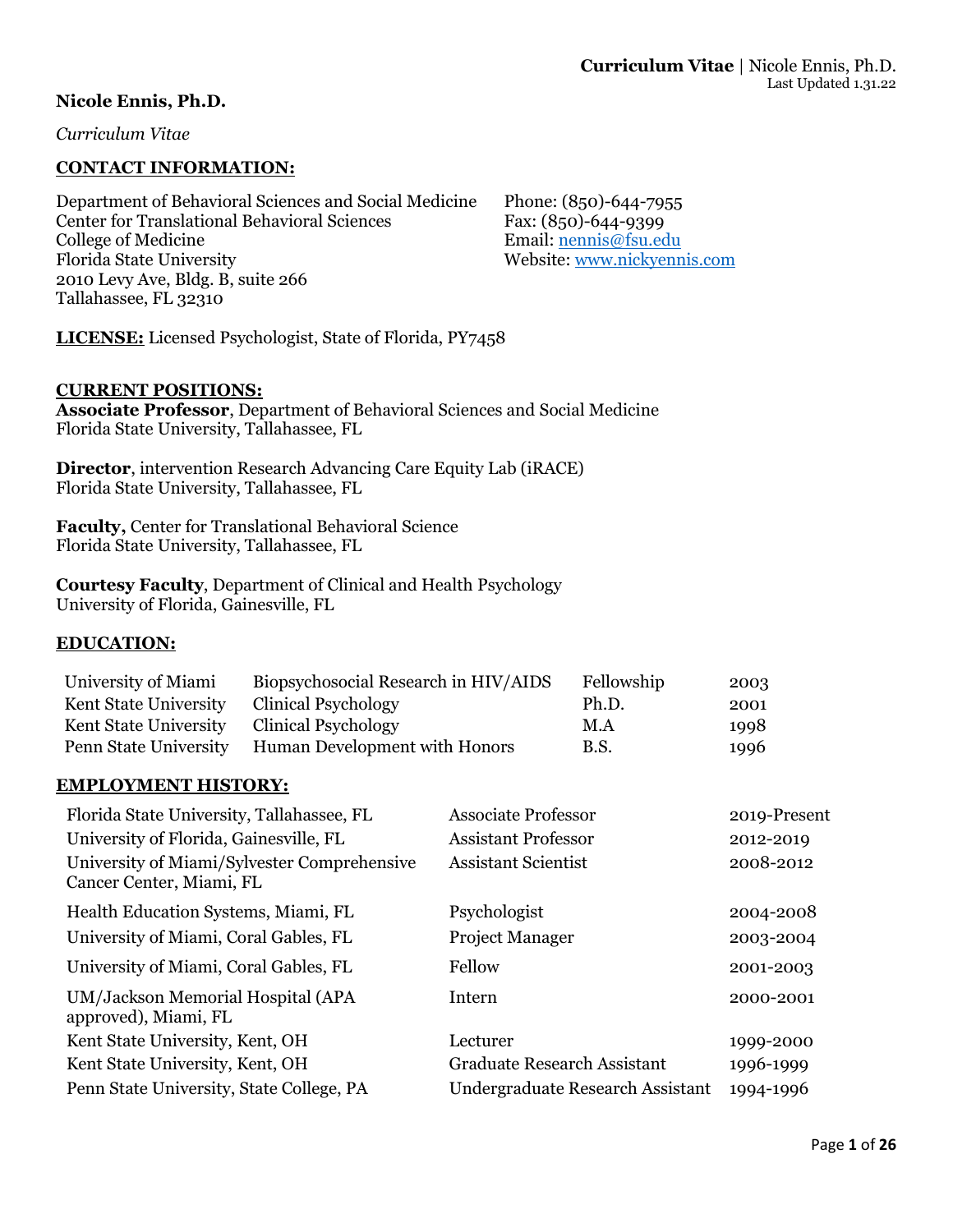**Curriculum Vitae** | Nicole Ennis, Ph.D.
Last Updated 1.31.22

**Nicole Ennis, Ph.D.**

*Curriculum Vitae*

## CONTACT INFORMATION:

Department of Behavioral Sciences and Social Medicine
Center for Translational Behavioral Sciences
College of Medicine
Florida State University
2010 Levy Ave, Bldg. B, suite 266
Tallahassee, FL 32310

Phone: (850)-644-7955
Fax: (850)-644-9399
Email: nennis@fsu.edu
Website: www.nickyennis.com

**LICENSE:** Licensed Psychologist, State of Florida, PY7458

## CURRENT POSITIONS:

**Associate Professor**, Department of Behavioral Sciences and Social Medicine
Florida State University, Tallahassee, FL

**Director**, intervention Research Advancing Care Equity Lab (iRACE)
Florida State University, Tallahassee, FL

**Faculty,** Center for Translational Behavioral Science
Florida State University, Tallahassee, FL

**Courtesy Faculty**, Department of Clinical and Health Psychology
University of Florida, Gainesville, FL

## EDUCATION:

| | | | |
|---|---|---|---|
| University of Miami | Biopsychosocial Research in HIV/AIDS | Fellowship | 2003 |
| Kent State University | Clinical Psychology | Ph.D. | 2001 |
| Kent State University | Clinical Psychology | M.A | 1998 |
| Penn State University | Human Development with Honors | B.S. | 1996 |

## EMPLOYMENT HISTORY:

| | | |
|---|---|---|
| Florida State University, Tallahassee, FL | Associate Professor | 2019-Present |
| University of Florida, Gainesville, FL | Assistant Professor | 2012-2019 |
| University of Miami/Sylvester Comprehensive Cancer Center, Miami, FL | Assistant Scientist | 2008-2012 |
| Health Education Systems, Miami, FL | Psychologist | 2004-2008 |
| University of Miami, Coral Gables, FL | Project Manager | 2003-2004 |
| University of Miami, Coral Gables, FL | Fellow | 2001-2003 |
| UM/Jackson Memorial Hospital (APA approved), Miami, FL | Intern | 2000-2001 |
| Kent State University, Kent, OH | Lecturer | 1999-2000 |
| Kent State University, Kent, OH | Graduate Research Assistant | 1996-1999 |
| Penn State University, State College, PA | Undergraduate Research Assistant | 1994-1996 |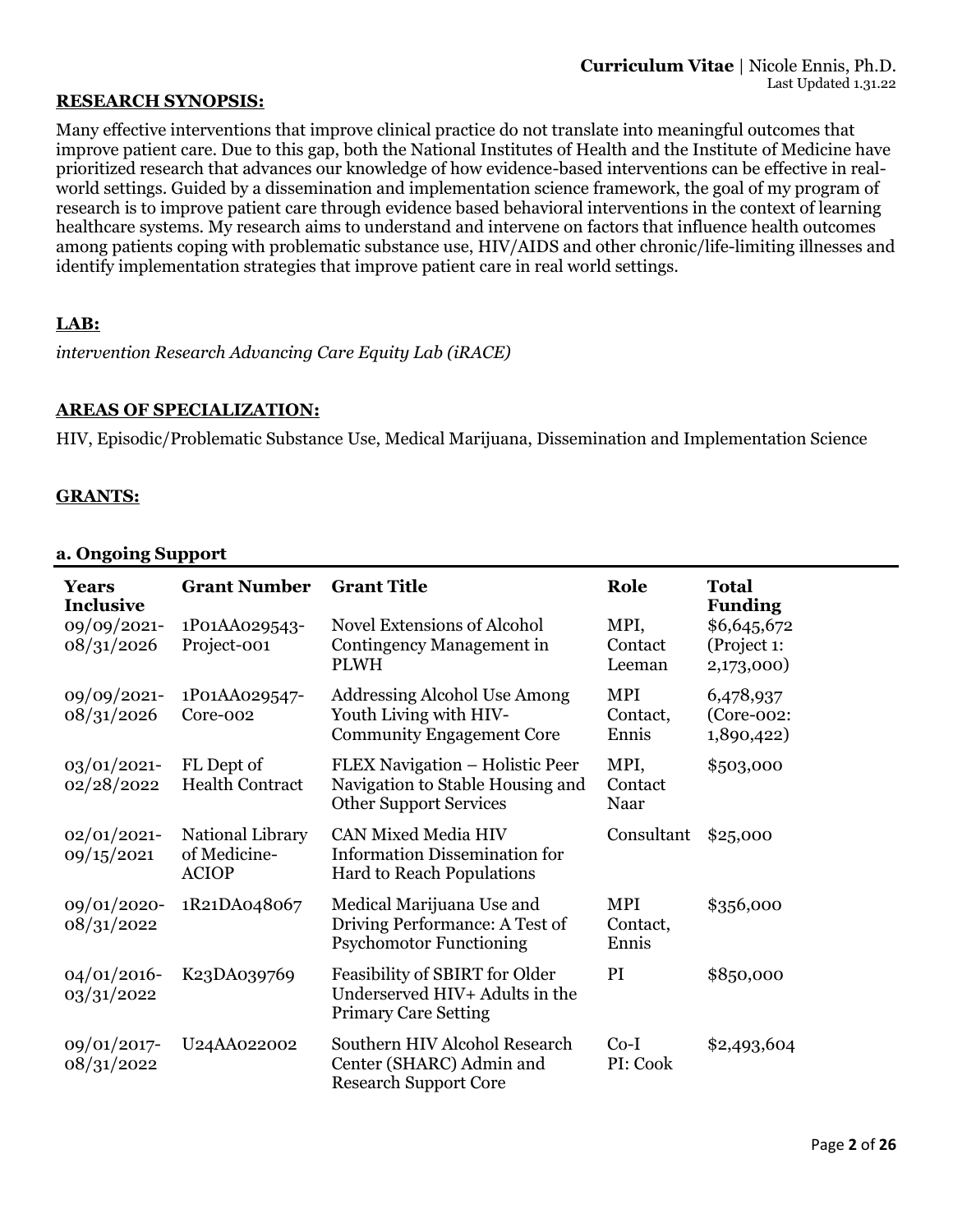## RESEARCH SYNOPSIS:

Many effective interventions that improve clinical practice do not translate into meaningful outcomes that improve patient care. Due to this gap, both the National Institutes of Health and the Institute of Medicine have prioritized research that advances our knowledge of how evidence-based interventions can be effective in real-world settings. Guided by a dissemination and implementation science framework, the goal of my program of research is to improve patient care through evidence based behavioral interventions in the context of learning healthcare systems. My research aims to understand and intervene on factors that influence health outcomes among patients coping with problematic substance use, HIV/AIDS and other chronic/life-limiting illnesses and identify implementation strategies that improve patient care in real world settings.

## LAB:

*intervention Research Advancing Care Equity Lab (iRACE)*

## AREAS OF SPECIALIZATION:

HIV, Episodic/Problematic Substance Use, Medical Marijuana, Dissemination and Implementation Science

## GRANTS:

### a. Ongoing Support

| Years Inclusive | Grant Number | Grant Title | Role | Total Funding |
|---|---|---|---|---|
| 09/09/2021-08/31/2026 | 1P01AA029543-Project-001 | Novel Extensions of Alcohol Contingency Management in PLWH | MPI, Contact Leeman | $6,645,672 (Project 1: 2,173,000) |
| 09/09/2021-08/31/2026 | 1P01AA029547-Core-002 | Addressing Alcohol Use Among Youth Living with HIV-Community Engagement Core | MPI Contact, Ennis | 6,478,937 (Core-002: 1,890,422) |
| 03/01/2021-02/28/2022 | FL Dept of Health Contract | FLEX Navigation – Holistic Peer Navigation to Stable Housing and Other Support Services | MPI, Contact Naar | $503,000 |
| 02/01/2021-09/15/2021 | National Library of Medicine-ACIOP | CAN Mixed Media HIV Information Dissemination for Hard to Reach Populations | Consultant | $25,000 |
| 09/01/2020-08/31/2022 | 1R21DA048067 | Medical Marijuana Use and Driving Performance: A Test of Psychomotor Functioning | MPI Contact, Ennis | $356,000 |
| 04/01/2016-03/31/2022 | K23DA039769 | Feasibility of SBIRT for Older Underserved HIV+ Adults in the Primary Care Setting | PI | $850,000 |
| 09/01/2017-08/31/2022 | U24AA022002 | Southern HIV Alcohol Research Center (SHARC) Admin and Research Support Core | Co-I PI: Cook | $2,493,604 |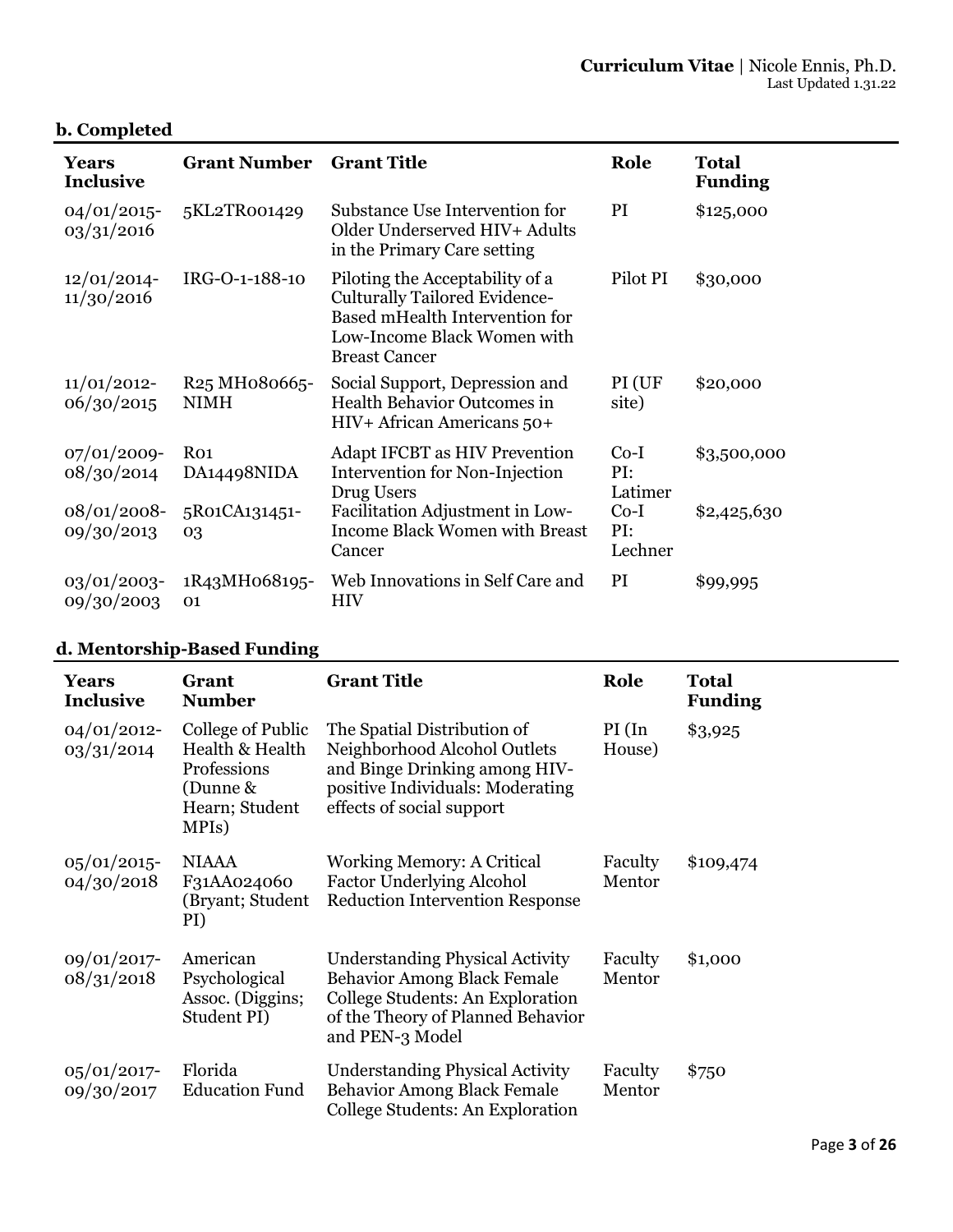### b. Completed

| Years Inclusive | Grant Number | Grant Title | Role | Total Funding |
|---|---|---|---|---|
| 04/01/2015-03/31/2016 | 5KL2TR001429 | Substance Use Intervention for Older Underserved HIV+ Adults in the Primary Care setting | PI | $125,000 |
| 12/01/2014-11/30/2016 | IRG-O-1-188-10 | Piloting the Acceptability of a Culturally Tailored Evidence-Based mHealth Intervention for Low-Income Black Women with Breast Cancer | Pilot PI | $30,000 |
| 11/01/2012-06/30/2015 | R25 MH080665-NIMH | Social Support, Depression and Health Behavior Outcomes in HIV+ African Americans 50+ | PI (UF site) | $20,000 |
| 07/01/2009-08/30/2014 | R01 DA14498NIDA | Adapt IFCBT as HIV Prevention Intervention for Non-Injection Drug Users | Co-I PI: Latimer | $3,500,000 |
| 08/01/2008-09/30/2013 | 5R01CA131451-03 | Facilitation Adjustment in Low-Income Black Women with Breast Cancer | Co-I PI: Lechner | $2,425,630 |
| 03/01/2003-09/30/2003 | 1R43MH068195-01 | Web Innovations in Self Care and HIV | PI | $99,995 |

### d. Mentorship-Based Funding

| Years Inclusive | Grant Number | Grant Title | Role | Total Funding |
|---|---|---|---|---|
| 04/01/2012-03/31/2014 | College of Public Health & Health Professions (Dunne & Hearn; Student MPIs) | The Spatial Distribution of Neighborhood Alcohol Outlets and Binge Drinking among HIV-positive Individuals: Moderating effects of social support | PI (In House) | $3,925 |
| 05/01/2015-04/30/2018 | NIAAA F31AA024060 (Bryant; Student PI) | Working Memory: A Critical Factor Underlying Alcohol Reduction Intervention Response | Faculty Mentor | $109,474 |
| 09/01/2017-08/31/2018 | American Psychological Assoc. (Diggins; Student PI) | Understanding Physical Activity Behavior Among Black Female College Students: An Exploration of the Theory of Planned Behavior and PEN-3 Model | Faculty Mentor | $1,000 |
| 05/01/2017-09/30/2017 | Florida Education Fund | Understanding Physical Activity Behavior Among Black Female College Students: An Exploration | Faculty Mentor | $750 |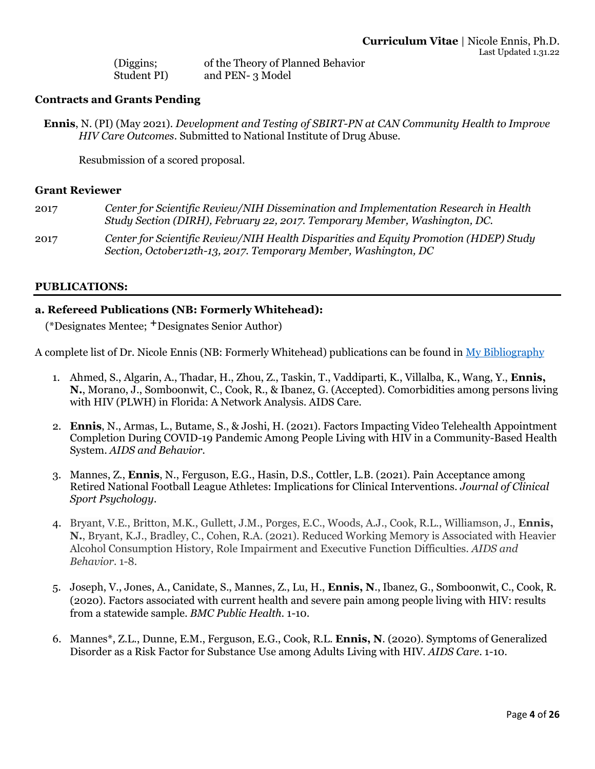| | |
|---|---|
| (Diggins; Student PI) | of the Theory of Planned Behavior and PEN- 3 Model |

### Contracts and Grants Pending

**Ennis**, N. (PI) (May 2021). *Development and Testing of SBIRT-PN at CAN Community Health to Improve HIV Care Outcomes*. Submitted to National Institute of Drug Abuse.

Resubmission of a scored proposal.

### Grant Reviewer

2017 — *Center for Scientific Review/NIH Dissemination and Implementation Research in Health Study Section (DIRH), February 22, 2017. Temporary Member, Washington, DC.*

2017 — *Center for Scientific Review/NIH Health Disparities and Equity Promotion (HDEP) Study Section, October12th-13, 2017. Temporary Member, Washington, DC*

## PUBLICATIONS:

### a. Refereed Publications (NB: Formerly Whitehead):

(*Designates Mentee; +Designates Senior Author)

A complete list of Dr. Nicole Ennis (NB: Formerly Whitehead) publications can be found in [My Bibliography]

1. Ahmed, S., Algarin, A., Thadar, H., Zhou, Z., Taskin, T., Vaddiparti, K., Villalba, K., Wang, Y., **Ennis, N.**, Morano, J., Somboonwit, C., Cook, R., & Ibanez, G. (Accepted). Comorbidities among persons living with HIV (PLWH) in Florida: A Network Analysis. AIDS Care.

2. **Ennis**, N., Armas, L., Butame, S., & Joshi, H. (2021). Factors Impacting Video Telehealth Appointment Completion During COVID-19 Pandemic Among People Living with HIV in a Community-Based Health System. *AIDS and Behavior*.

3. Mannes, Z., **Ennis**, N., Ferguson, E.G., Hasin, D.S., Cottler, L.B. (2021). Pain Acceptance among Retired National Football League Athletes: Implications for Clinical Interventions. *Journal of Clinical Sport Psychology*.

4. Bryant, V.E., Britton, M.K., Gullett, J.M., Porges, E.C., Woods, A.J., Cook, R.L., Williamson, J., **Ennis, N.**, Bryant, K.J., Bradley, C., Cohen, R.A. (2021). Reduced Working Memory is Associated with Heavier Alcohol Consumption History, Role Impairment and Executive Function Difficulties. *AIDS and Behavior*. 1-8.

5. Joseph, V., Jones, A., Canidate, S., Mannes, Z., Lu, H., **Ennis, N**., Ibanez, G., Somboonwit, C., Cook, R. (2020). Factors associated with current health and severe pain among people living with HIV: results from a statewide sample. *BMC Public Health*. 1-10.

6. Mannes*, Z.L., Dunne, E.M., Ferguson, E.G., Cook, R.L. **Ennis, N**. (2020). Symptoms of Generalized Disorder as a Risk Factor for Substance Use among Adults Living with HIV. *AIDS Care*. 1-10.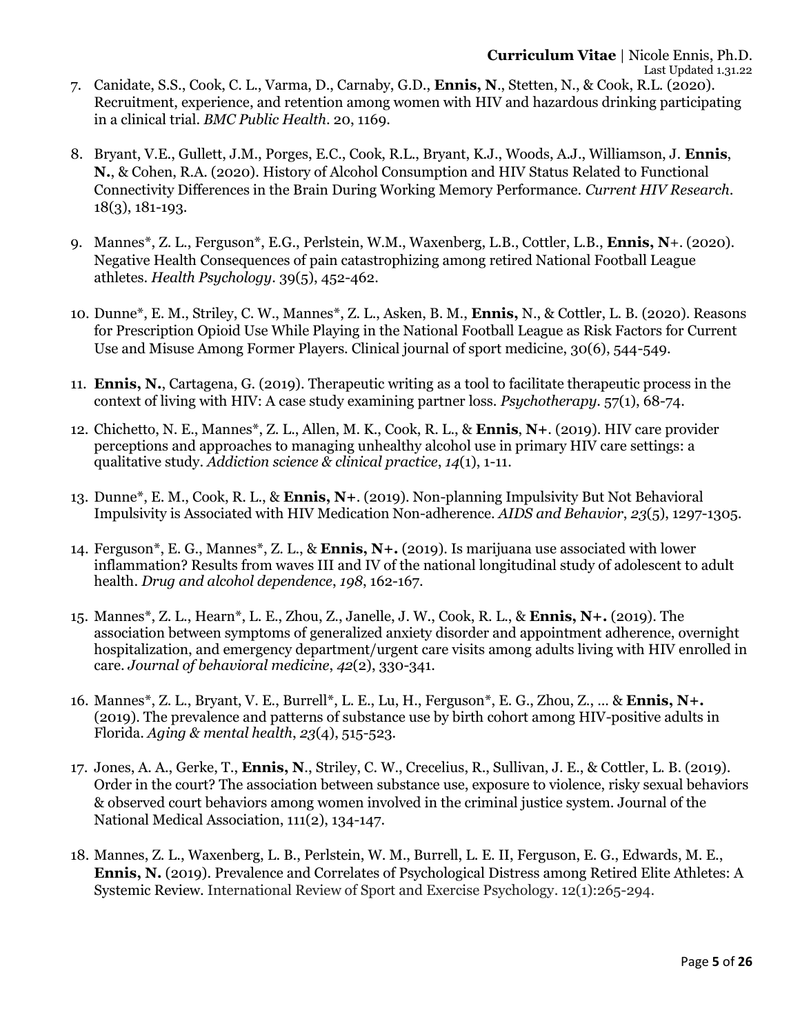7. Canidate, S.S., Cook, C. L., Varma, D., Carnaby, G.D., **Ennis, N**., Stetten, N., & Cook, R.L. (2020). Recruitment, experience, and retention among women with HIV and hazardous drinking participating in a clinical trial. *BMC Public Health*. 20, 1169.

8. Bryant, V.E., Gullett, J.M., Porges, E.C., Cook, R.L., Bryant, K.J., Woods, A.J., Williamson, J. **Ennis**, **N.**, & Cohen, R.A. (2020). History of Alcohol Consumption and HIV Status Related to Functional Connectivity Differences in the Brain During Working Memory Performance. *Current HIV Research*. 18(3), 181-193.

9. Mannes*, Z. L., Ferguson*, E.G., Perlstein, W.M., Waxenberg, L.B., Cottler, L.B., **Ennis, N**+. (2020). Negative Health Consequences of pain catastrophizing among retired National Football League athletes. *Health Psychology*. 39(5), 452-462.

10. Dunne*, E. M., Striley, C. W., Mannes*, Z. L., Asken, B. M., **Ennis,** N., & Cottler, L. B. (2020). Reasons for Prescription Opioid Use While Playing in the National Football League as Risk Factors for Current Use and Misuse Among Former Players. Clinical journal of sport medicine, 30(6), 544-549.

11. **Ennis, N.**, Cartagena, G. (2019). Therapeutic writing as a tool to facilitate therapeutic process in the context of living with HIV: A case study examining partner loss. *Psychotherapy*. 57(1), 68-74.

12. Chichetto, N. E., Mannes*, Z. L., Allen, M. K., Cook, R. L., & **Ennis**, **N**+. (2019). HIV care provider perceptions and approaches to managing unhealthy alcohol use in primary HIV care settings: a qualitative study. *Addiction science & clinical practice*, *14*(1), 1-11.

13. Dunne*, E. M., Cook, R. L., & **Ennis, N+**. (2019). Non-planning Impulsivity But Not Behavioral Impulsivity is Associated with HIV Medication Non-adherence. *AIDS and Behavior*, *23*(5), 1297-1305.

14. Ferguson*, E. G., Mannes*, Z. L., & **Ennis, N+.** (2019). Is marijuana use associated with lower inflammation? Results from waves III and IV of the national longitudinal study of adolescent to adult health. *Drug and alcohol dependence*, *198*, 162-167.

15. Mannes*, Z. L., Hearn*, L. E., Zhou, Z., Janelle, J. W., Cook, R. L., & **Ennis, N+.** (2019). The association between symptoms of generalized anxiety disorder and appointment adherence, overnight hospitalization, and emergency department/urgent care visits among adults living with HIV enrolled in care. *Journal of behavioral medicine*, *42*(2), 330-341.

16. Mannes*, Z. L., Bryant, V. E., Burrell*, L. E., Lu, H., Ferguson*, E. G., Zhou, Z., ... & **Ennis, N+.** (2019). The prevalence and patterns of substance use by birth cohort among HIV-positive adults in Florida. *Aging & mental health*, *23*(4), 515-523.

17. Jones, A. A., Gerke, T., **Ennis, N**., Striley, C. W., Crecelius, R., Sullivan, J. E., & Cottler, L. B. (2019). Order in the court? The association between substance use, exposure to violence, risky sexual behaviors & observed court behaviors among women involved in the criminal justice system. Journal of the National Medical Association, 111(2), 134-147.

18. Mannes, Z. L., Waxenberg, L. B., Perlstein, W. M., Burrell, L. E. II, Ferguson, E. G., Edwards, M. E., **Ennis, N.** (2019). Prevalence and Correlates of Psychological Distress among Retired Elite Athletes: A Systemic Review. International Review of Sport and Exercise Psychology. 12(1):265-294.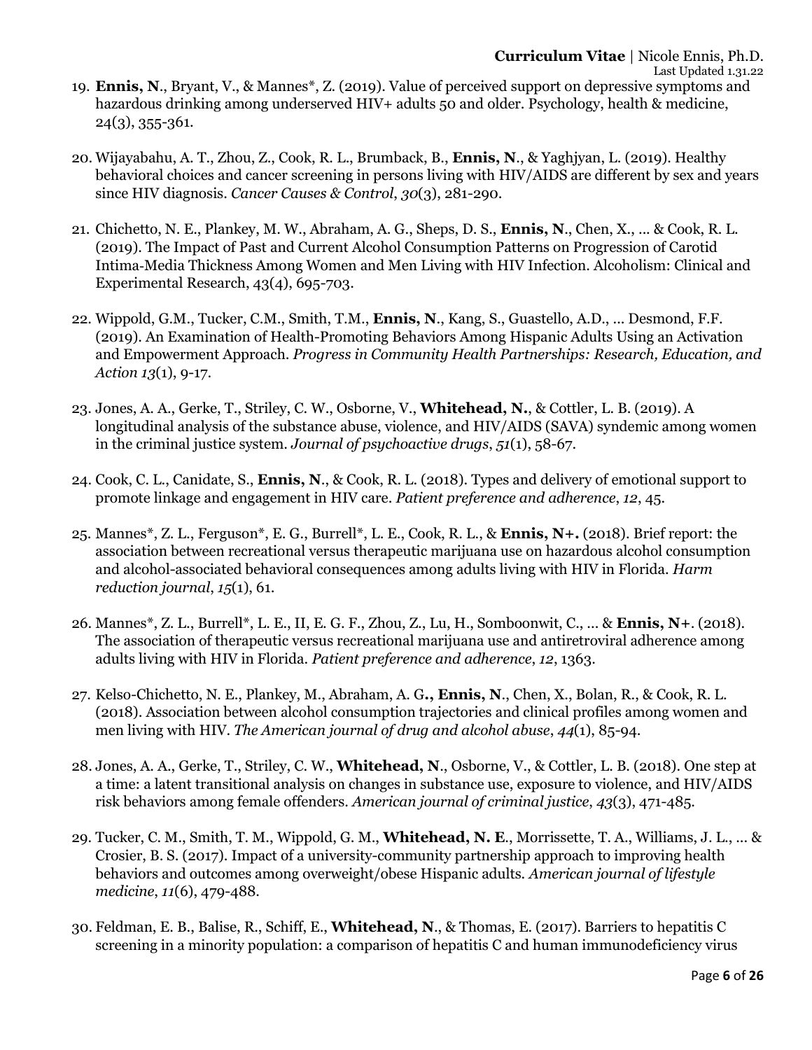19. **Ennis, N**., Bryant, V., & Mannes*, Z. (2019). Value of perceived support on depressive symptoms and hazardous drinking among underserved HIV+ adults 50 and older. Psychology, health & medicine, 24(3), 355-361.

20. Wijayabahu, A. T., Zhou, Z., Cook, R. L., Brumback, B., **Ennis, N**., & Yaghjyan, L. (2019). Healthy behavioral choices and cancer screening in persons living with HIV/AIDS are different by sex and years since HIV diagnosis. *Cancer Causes & Control*, *30*(3), 281-290.

21. Chichetto, N. E., Plankey, M. W., Abraham, A. G., Sheps, D. S., **Ennis, N**., Chen, X., ... & Cook, R. L. (2019). The Impact of Past and Current Alcohol Consumption Patterns on Progression of Carotid Intima-Media Thickness Among Women and Men Living with HIV Infection. Alcoholism: Clinical and Experimental Research, 43(4), 695-703.

22. Wippold, G.M., Tucker, C.M., Smith, T.M., **Ennis, N**., Kang, S., Guastello, A.D., ... Desmond, F.F. (2019). An Examination of Health-Promoting Behaviors Among Hispanic Adults Using an Activation and Empowerment Approach. *Progress in Community Health Partnerships: Research, Education, and Action 13*(1), 9-17.

23. Jones, A. A., Gerke, T., Striley, C. W., Osborne, V., **Whitehead, N.**, & Cottler, L. B. (2019). A longitudinal analysis of the substance abuse, violence, and HIV/AIDS (SAVA) syndemic among women in the criminal justice system. *Journal of psychoactive drugs*, *51*(1), 58-67.

24. Cook, C. L., Canidate, S., **Ennis, N**., & Cook, R. L. (2018). Types and delivery of emotional support to promote linkage and engagement in HIV care. *Patient preference and adherence*, *12*, 45.

25. Mannes*, Z. L., Ferguson*, E. G., Burrell*, L. E., Cook, R. L., & **Ennis, N+.** (2018). Brief report: the association between recreational versus therapeutic marijuana use on hazardous alcohol consumption and alcohol-associated behavioral consequences among adults living with HIV in Florida. *Harm reduction journal*, *15*(1), 61.

26. Mannes*, Z. L., Burrell*, L. E., II, E. G. F., Zhou, Z., Lu, H., Somboonwit, C., ... & **Ennis, N+**. (2018). The association of therapeutic versus recreational marijuana use and antiretroviral adherence among adults living with HIV in Florida. *Patient preference and adherence*, *12*, 1363.

27. Kelso-Chichetto, N. E., Plankey, M., Abraham, A. G**., Ennis, N**., Chen, X., Bolan, R., & Cook, R. L. (2018). Association between alcohol consumption trajectories and clinical profiles among women and men living with HIV. *The American journal of drug and alcohol abuse*, *44*(1), 85-94.

28. Jones, A. A., Gerke, T., Striley, C. W., **Whitehead, N**., Osborne, V., & Cottler, L. B. (2018). One step at a time: a latent transitional analysis on changes in substance use, exposure to violence, and HIV/AIDS risk behaviors among female offenders. *American journal of criminal justice*, *43*(3), 471-485.

29. Tucker, C. M., Smith, T. M., Wippold, G. M., **Whitehead, N. E**., Morrissette, T. A., Williams, J. L., ... & Crosier, B. S. (2017). Impact of a university-community partnership approach to improving health behaviors and outcomes among overweight/obese Hispanic adults. *American journal of lifestyle medicine*, *11*(6), 479-488.

30. Feldman, E. B., Balise, R., Schiff, E., **Whitehead, N**., & Thomas, E. (2017). Barriers to hepatitis C screening in a minority population: a comparison of hepatitis C and human immunodeficiency virus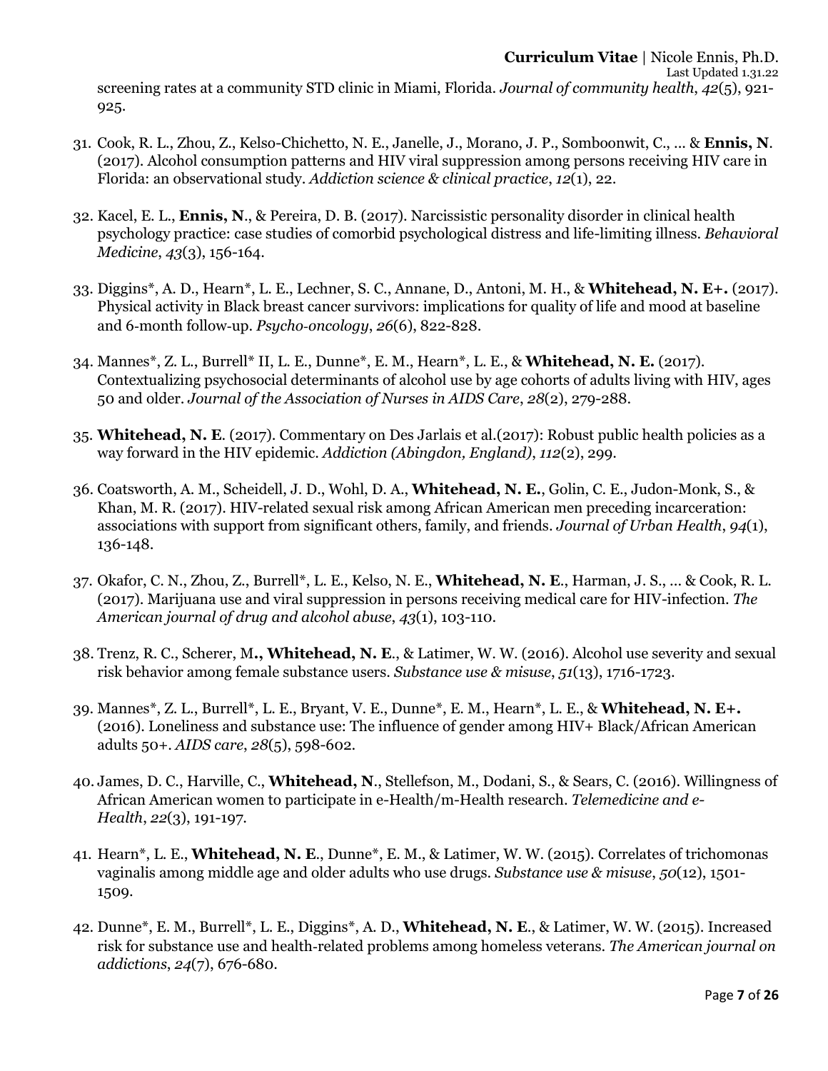screening rates at a community STD clinic in Miami, Florida. *Journal of community health*, *42*(5), 921-925.

31. Cook, R. L., Zhou, Z., Kelso-Chichetto, N. E., Janelle, J., Morano, J. P., Somboonwit, C., ... & **Ennis, N**. (2017). Alcohol consumption patterns and HIV viral suppression among persons receiving HIV care in Florida: an observational study. *Addiction science & clinical practice*, *12*(1), 22.

32. Kacel, E. L., **Ennis, N**., & Pereira, D. B. (2017). Narcissistic personality disorder in clinical health psychology practice: case studies of comorbid psychological distress and life-limiting illness. *Behavioral Medicine*, *43*(3), 156-164.

33. Diggins*, A. D., Hearn*, L. E., Lechner, S. C., Annane, D., Antoni, M. H., & **Whitehead, N. E+.** (2017). Physical activity in Black breast cancer survivors: implications for quality of life and mood at baseline and 6-month follow-up. *Psycho-oncology*, *26*(6), 822-828.

34. Mannes*, Z. L., Burrell* II, L. E., Dunne*, E. M., Hearn*, L. E., & **Whitehead, N. E.** (2017). Contextualizing psychosocial determinants of alcohol use by age cohorts of adults living with HIV, ages 50 and older. *Journal of the Association of Nurses in AIDS Care*, *28*(2), 279-288.

35. **Whitehead, N. E**. (2017). Commentary on Des Jarlais et al.(2017): Robust public health policies as a way forward in the HIV epidemic. *Addiction (Abingdon, England)*, *112*(2), 299.

36. Coatsworth, A. M., Scheidell, J. D., Wohl, D. A., **Whitehead, N. E.**, Golin, C. E., Judon-Monk, S., & Khan, M. R. (2017). HIV-related sexual risk among African American men preceding incarceration: associations with support from significant others, family, and friends. *Journal of Urban Health*, *94*(1), 136-148.

37. Okafor, C. N., Zhou, Z., Burrell*, L. E., Kelso, N. E., **Whitehead, N. E**., Harman, J. S., ... & Cook, R. L. (2017). Marijuana use and viral suppression in persons receiving medical care for HIV-infection. *The American journal of drug and alcohol abuse*, *43*(1), 103-110.

38. Trenz, R. C., Scherer, M**., Whitehead, N. E**., & Latimer, W. W. (2016). Alcohol use severity and sexual risk behavior among female substance users. *Substance use & misuse*, *51*(13), 1716-1723.

39. Mannes*, Z. L., Burrell*, L. E., Bryant, V. E., Dunne*, E. M., Hearn*, L. E., & **Whitehead, N. E+.** (2016). Loneliness and substance use: The influence of gender among HIV+ Black/African American adults 50+. *AIDS care*, *28*(5), 598-602.

40. James, D. C., Harville, C., **Whitehead, N**., Stellefson, M., Dodani, S., & Sears, C. (2016). Willingness of African American women to participate in e-Health/m-Health research. *Telemedicine and e-Health*, *22*(3), 191-197.

41. Hearn*, L. E., **Whitehead, N. E**., Dunne*, E. M., & Latimer, W. W. (2015). Correlates of trichomonas vaginalis among middle age and older adults who use drugs. *Substance use & misuse*, *50*(12), 1501-1509.

42. Dunne*, E. M., Burrell*, L. E., Diggins*, A. D., **Whitehead, N. E**., & Latimer, W. W. (2015). Increased risk for substance use and health-related problems among homeless veterans. *The American journal on addictions*, *24*(7), 676-680.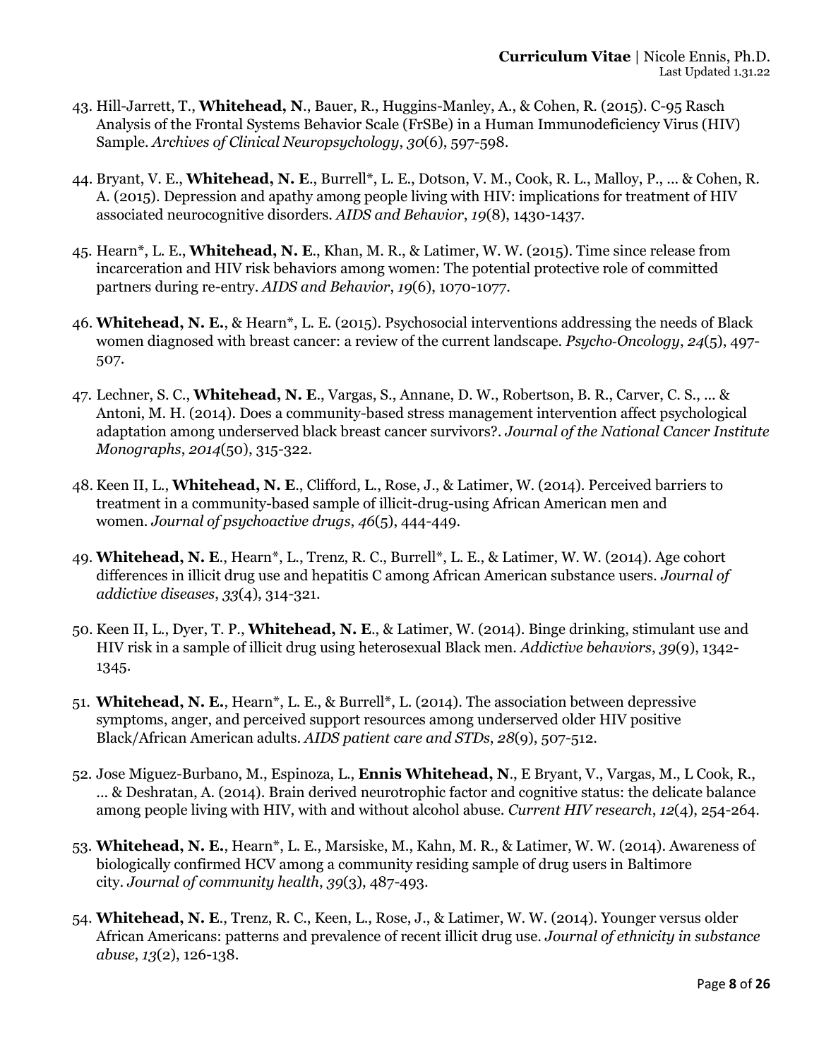43. Hill-Jarrett, T., **Whitehead, N**., Bauer, R., Huggins-Manley, A., & Cohen, R. (2015). C-95 Rasch Analysis of the Frontal Systems Behavior Scale (FrSBe) in a Human Immunodeficiency Virus (HIV) Sample. *Archives of Clinical Neuropsychology*, *30*(6), 597-598.

44. Bryant, V. E., **Whitehead, N. E**., Burrell*, L. E., Dotson, V. M., Cook, R. L., Malloy, P., ... & Cohen, R. A. (2015). Depression and apathy among people living with HIV: implications for treatment of HIV associated neurocognitive disorders. *AIDS and Behavior*, *19*(8), 1430-1437.

45. Hearn*, L. E., **Whitehead, N. E**., Khan, M. R., & Latimer, W. W. (2015). Time since release from incarceration and HIV risk behaviors among women: The potential protective role of committed partners during re-entry. *AIDS and Behavior*, *19*(6), 1070-1077.

46. **Whitehead, N. E.**, & Hearn*, L. E. (2015). Psychosocial interventions addressing the needs of Black women diagnosed with breast cancer: a review of the current landscape. *Psycho-Oncology*, *24*(5), 497-507.

47. Lechner, S. C., **Whitehead, N. E**., Vargas, S., Annane, D. W., Robertson, B. R., Carver, C. S., ... & Antoni, M. H. (2014). Does a community-based stress management intervention affect psychological adaptation among underserved black breast cancer survivors?. *Journal of the National Cancer Institute Monographs*, *2014*(50), 315-322.

48. Keen II, L., **Whitehead, N. E**., Clifford, L., Rose, J., & Latimer, W. (2014). Perceived barriers to treatment in a community-based sample of illicit-drug-using African American men and women. *Journal of psychoactive drugs*, *46*(5), 444-449.

49. **Whitehead, N. E**., Hearn*, L., Trenz, R. C., Burrell*, L. E., & Latimer, W. W. (2014). Age cohort differences in illicit drug use and hepatitis C among African American substance users. *Journal of addictive diseases*, *33*(4), 314-321.

50. Keen II, L., Dyer, T. P., **Whitehead, N. E**., & Latimer, W. (2014). Binge drinking, stimulant use and HIV risk in a sample of illicit drug using heterosexual Black men. *Addictive behaviors*, *39*(9), 1342-1345.

51. **Whitehead, N. E.**, Hearn*, L. E., & Burrell*, L. (2014). The association between depressive symptoms, anger, and perceived support resources among underserved older HIV positive Black/African American adults. *AIDS patient care and STDs*, *28*(9), 507-512.

52. Jose Miguez-Burbano, M., Espinoza, L., **Ennis Whitehead, N**., E Bryant, V., Vargas, M., L Cook, R., ... & Deshratan, A. (2014). Brain derived neurotrophic factor and cognitive status: the delicate balance among people living with HIV, with and without alcohol abuse. *Current HIV research*, *12*(4), 254-264.

53. **Whitehead, N. E.**, Hearn*, L. E., Marsiske, M., Kahn, M. R., & Latimer, W. W. (2014). Awareness of biologically confirmed HCV among a community residing sample of drug users in Baltimore city. *Journal of community health*, *39*(3), 487-493.

54. **Whitehead, N. E**., Trenz, R. C., Keen, L., Rose, J., & Latimer, W. W. (2014). Younger versus older African Americans: patterns and prevalence of recent illicit drug use. *Journal of ethnicity in substance abuse*, *13*(2), 126-138.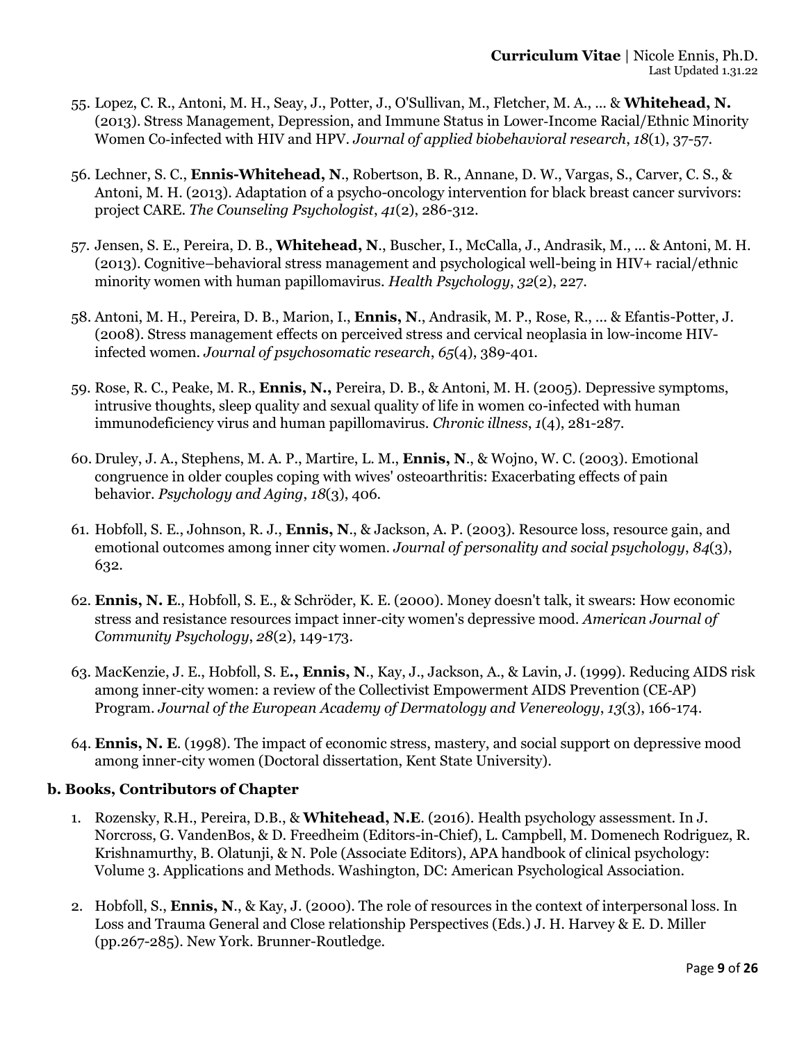55. Lopez, C. R., Antoni, M. H., Seay, J., Potter, J., O'Sullivan, M., Fletcher, M. A., ... & **Whitehead, N.** (2013). Stress Management, Depression, and Immune Status in Lower-Income Racial/Ethnic Minority Women Co-infected with HIV and HPV. *Journal of applied biobehavioral research*, *18*(1), 37-57.

56. Lechner, S. C., **Ennis-Whitehead, N**., Robertson, B. R., Annane, D. W., Vargas, S., Carver, C. S., & Antoni, M. H. (2013). Adaptation of a psycho-oncology intervention for black breast cancer survivors: project CARE. *The Counseling Psychologist*, *41*(2), 286-312.

57. Jensen, S. E., Pereira, D. B., **Whitehead, N**., Buscher, I., McCalla, J., Andrasik, M., ... & Antoni, M. H. (2013). Cognitive–behavioral stress management and psychological well-being in HIV+ racial/ethnic minority women with human papillomavirus. *Health Psychology*, *32*(2), 227.

58. Antoni, M. H., Pereira, D. B., Marion, I., **Ennis, N**., Andrasik, M. P., Rose, R., ... & Efantis-Potter, J. (2008). Stress management effects on perceived stress and cervical neoplasia in low-income HIV-infected women. *Journal of psychosomatic research*, *65*(4), 389-401.

59. Rose, R. C., Peake, M. R., **Ennis, N.,** Pereira, D. B., & Antoni, M. H. (2005). Depressive symptoms, intrusive thoughts, sleep quality and sexual quality of life in women co-infected with human immunodeficiency virus and human papillomavirus. *Chronic illness*, *1*(4), 281-287.

60. Druley, J. A., Stephens, M. A. P., Martire, L. M., **Ennis, N**., & Wojno, W. C. (2003). Emotional congruence in older couples coping with wives' osteoarthritis: Exacerbating effects of pain behavior. *Psychology and Aging*, *18*(3), 406.

61. Hobfoll, S. E., Johnson, R. J., **Ennis, N**., & Jackson, A. P. (2003). Resource loss, resource gain, and emotional outcomes among inner city women. *Journal of personality and social psychology*, *84*(3), 632.

62. **Ennis, N. E**., Hobfoll, S. E., & Schröder, K. E. (2000). Money doesn't talk, it swears: How economic stress and resistance resources impact inner-city women's depressive mood. *American Journal of Community Psychology*, *28*(2), 149-173.

63. MacKenzie, J. E., Hobfoll, S. E**., Ennis, N**., Kay, J., Jackson, A., & Lavin, J. (1999). Reducing AIDS risk among inner-city women: a review of the Collectivist Empowerment AIDS Prevention (CE-AP) Program. *Journal of the European Academy of Dermatology and Venereology*, *13*(3), 166-174.

64. **Ennis, N. E**. (1998). The impact of economic stress, mastery, and social support on depressive mood among inner-city women (Doctoral dissertation, Kent State University).

**b. Books, Contributors of Chapter**

1. Rozensky, R.H., Pereira, D.B., & **Whitehead, N.E**. (2016). Health psychology assessment. In J. Norcross, G. VandenBos, & D. Freedheim (Editors-in-Chief), L. Campbell, M. Domenech Rodriguez, R. Krishnamurthy, B. Olatunji, & N. Pole (Associate Editors), APA handbook of clinical psychology: Volume 3. Applications and Methods. Washington, DC: American Psychological Association.

2. Hobfoll, S., **Ennis, N**., & Kay, J. (2000). The role of resources in the context of interpersonal loss. In Loss and Trauma General and Close relationship Perspectives (Eds.) J. H. Harvey & E. D. Miller (pp.267-285). New York. Brunner-Routledge.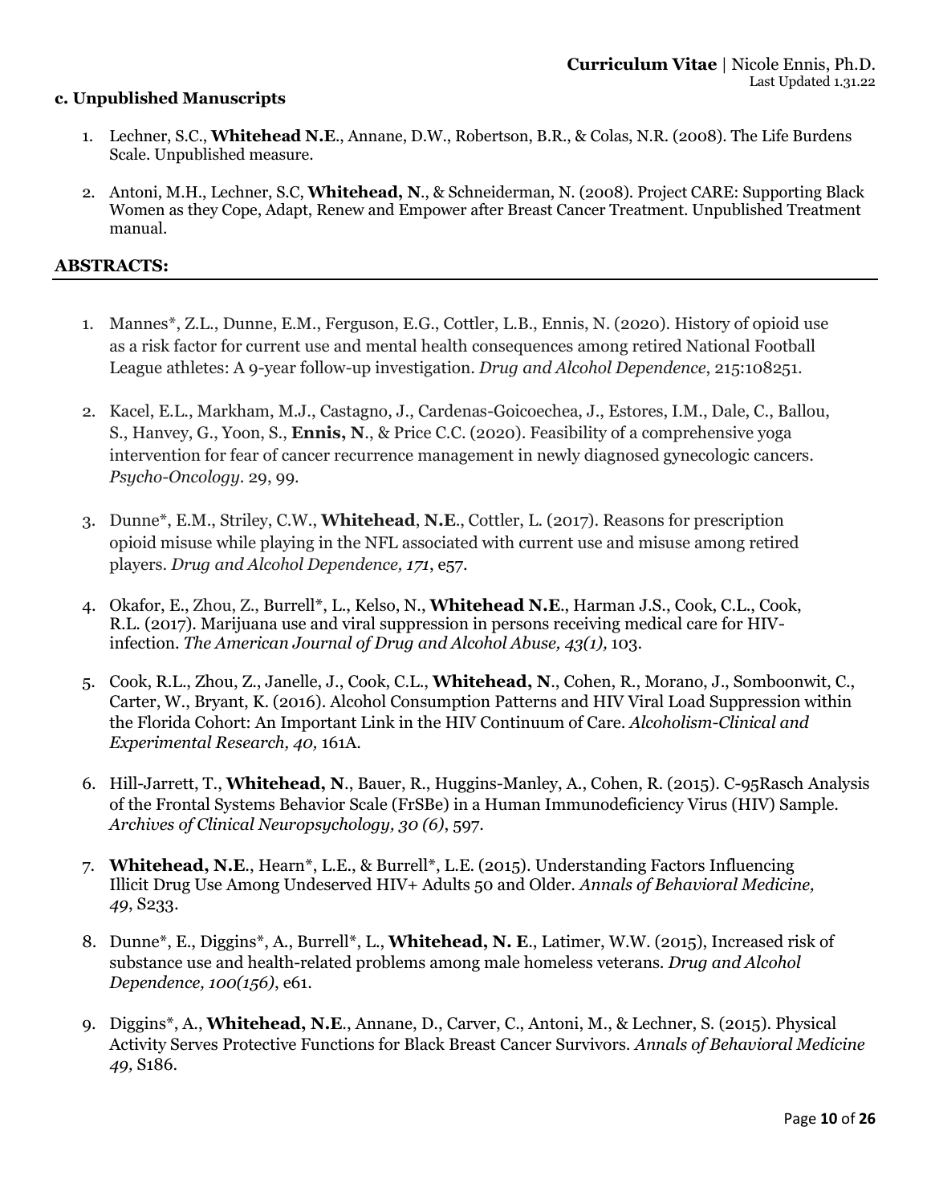### c. Unpublished Manuscripts

1. Lechner, S.C., **Whitehead N.E**., Annane, D.W., Robertson, B.R., & Colas, N.R. (2008). The Life Burdens Scale. Unpublished measure.

2. Antoni, M.H., Lechner, S.C, **Whitehead, N**., & Schneiderman, N. (2008). Project CARE: Supporting Black Women as they Cope, Adapt, Renew and Empower after Breast Cancer Treatment. Unpublished Treatment manual.

## ABSTRACTS:

1. Mannes*, Z.L., Dunne, E.M., Ferguson, E.G., Cottler, L.B., Ennis, N. (2020). History of opioid use as a risk factor for current use and mental health consequences among retired National Football League athletes: A 9-year follow-up investigation. *Drug and Alcohol Dependence*, 215:108251.

2. Kacel, E.L., Markham, M.J., Castagno, J., Cardenas-Goicoechea, J., Estores, I.M., Dale, C., Ballou, S., Hanvey, G., Yoon, S., **Ennis, N**., & Price C.C. (2020). Feasibility of a comprehensive yoga intervention for fear of cancer recurrence management in newly diagnosed gynecologic cancers. *Psycho-Oncology*. 29, 99.

3. Dunne*, E.M., Striley, C.W., **Whitehead**, **N.E**., Cottler, L. (2017). Reasons for prescription opioid misuse while playing in the NFL associated with current use and misuse among retired players. *Drug and Alcohol Dependence, 171*, e57.

4. Okafor, E., Zhou, Z., Burrell*, L., Kelso, N., **Whitehead N.E**., Harman J.S., Cook, C.L., Cook, R.L. (2017). Marijuana use and viral suppression in persons receiving medical care for HIV-infection. *The American Journal of Drug and Alcohol Abuse, 43(1),* 103.

5. Cook, R.L., Zhou, Z., Janelle, J., Cook, C.L., **Whitehead, N**., Cohen, R., Morano, J., Somboonwit, C., Carter, W., Bryant, K. (2016). Alcohol Consumption Patterns and HIV Viral Load Suppression within the Florida Cohort: An Important Link in the HIV Continuum of Care. *Alcoholism-Clinical and Experimental Research, 40,* 161A.

6. Hill-Jarrett, T., **Whitehead, N**., Bauer, R., Huggins-Manley, A., Cohen, R. (2015). C-95Rasch Analysis of the Frontal Systems Behavior Scale (FrSBe) in a Human Immunodeficiency Virus (HIV) Sample. *Archives of Clinical Neuropsychology, 30 (6)*, 597.

7. **Whitehead, N.E**., Hearn*, L.E., & Burrell*, L.E. (2015). Understanding Factors Influencing Illicit Drug Use Among Undeserved HIV+ Adults 50 and Older. *Annals of Behavioral Medicine, 49*, S233.

8. Dunne*, E., Diggins*, A., Burrell*, L., **Whitehead, N. E**., Latimer, W.W. (2015), Increased risk of substance use and health-related problems among male homeless veterans. *Drug and Alcohol Dependence, 100(156)*, e61.

9. Diggins*, A., **Whitehead, N.E**., Annane, D., Carver, C., Antoni, M., & Lechner, S. (2015). Physical Activity Serves Protective Functions for Black Breast Cancer Survivors. *Annals of Behavioral Medicine 49,* S186.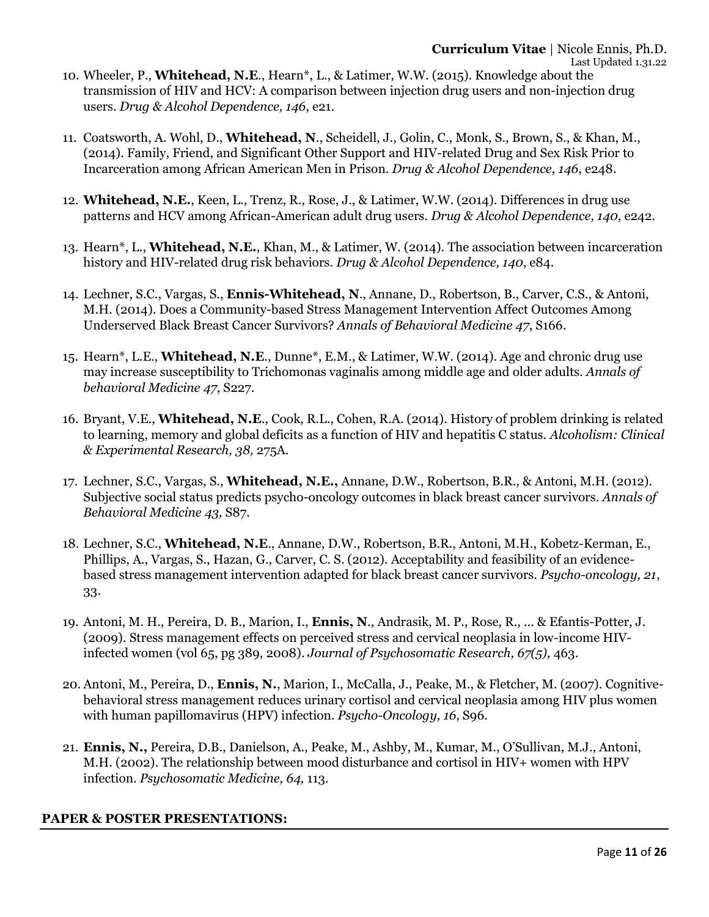10. Wheeler, P., **Whitehead, N.E**., Hearn*, L., & Latimer, W.W. (2015). Knowledge about the transmission of HIV and HCV: A comparison between injection drug users and non-injection drug users. *Drug & Alcohol Dependence, 146*, e21.

11. Coatsworth, A. Wohl, D., **Whitehead, N**., Scheidell, J., Golin, C., Monk, S., Brown, S., & Khan, M., (2014). Family, Friend, and Significant Other Support and HIV-related Drug and Sex Risk Prior to Incarceration among African American Men in Prison. *Drug & Alcohol Dependence, 146*, e248.

12. **Whitehead, N.E.**, Keen, L., Trenz, R., Rose, J., & Latimer, W.W. (2014). Differences in drug use patterns and HCV among African-American adult drug users. *Drug & Alcohol Dependence, 140*, e242.

13. Hearn*, L., **Whitehead, N.E.**, Khan, M., & Latimer, W. (2014). The association between incarceration history and HIV-related drug risk behaviors. *Drug & Alcohol Dependence, 140*, e84.

14. Lechner, S.C., Vargas, S., **Ennis-Whitehead, N**., Annane, D., Robertson, B., Carver, C.S., & Antoni, M.H. (2014). Does a Community-based Stress Management Intervention Affect Outcomes Among Underserved Black Breast Cancer Survivors? *Annals of Behavioral Medicine 47*, S166.

15. Hearn*, L.E., **Whitehead, N.E**., Dunne*, E.M., & Latimer, W.W. (2014). Age and chronic drug use may increase susceptibility to Trichomonas vaginalis among middle age and older adults. *Annals of behavioral Medicine 47*, S227.

16. Bryant, V.E., **Whitehead, N.E**., Cook, R.L., Cohen, R.A. (2014). History of problem drinking is related to learning, memory and global deficits as a function of HIV and hepatitis C status. *Alcoholism: Clinical & Experimental Research, 38,* 275A.

17. Lechner, S.C., Vargas, S., **Whitehead, N.E.,** Annane, D.W., Robertson, B.R., & Antoni, M.H. (2012). Subjective social status predicts psycho-oncology outcomes in black breast cancer survivors. *Annals of Behavioral Medicine 43,* S87.

18. Lechner, S.C., **Whitehead, N.E**., Annane, D.W., Robertson, B.R., Antoni, M.H., Kobetz-Kerman, E., Phillips, A., Vargas, S., Hazan, G., Carver, C. S. (2012). Acceptability and feasibility of an evidence-based stress management intervention adapted for black breast cancer survivors. *Psycho-oncology, 21*, 33.

19. Antoni, M. H., Pereira, D. B., Marion, I., **Ennis, N**., Andrasik, M. P., Rose, R., ... & Efantis-Potter, J. (2009). Stress management effects on perceived stress and cervical neoplasia in low-income HIV-infected women (vol 65, pg 389, 2008). *Journal of Psychosomatic Research, 67(5),* 463.

20. Antoni, M., Pereira, D., **Ennis, N.**, Marion, I., McCalla, J., Peake, M., & Fletcher, M. (2007). Cognitive-behavioral stress management reduces urinary cortisol and cervical neoplasia among HIV plus women with human papillomavirus (HPV) infection. *Psycho-Oncology, 16*, S96.

21. **Ennis, N.,** Pereira, D.B., Danielson, A., Peake, M., Ashby, M., Kumar, M., O'Sullivan, M.J., Antoni, M.H. (2002). The relationship between mood disturbance and cortisol in HIV+ women with HPV infection. *Psychosomatic Medicine, 64,* 113.

## PAPER & POSTER PRESENTATIONS: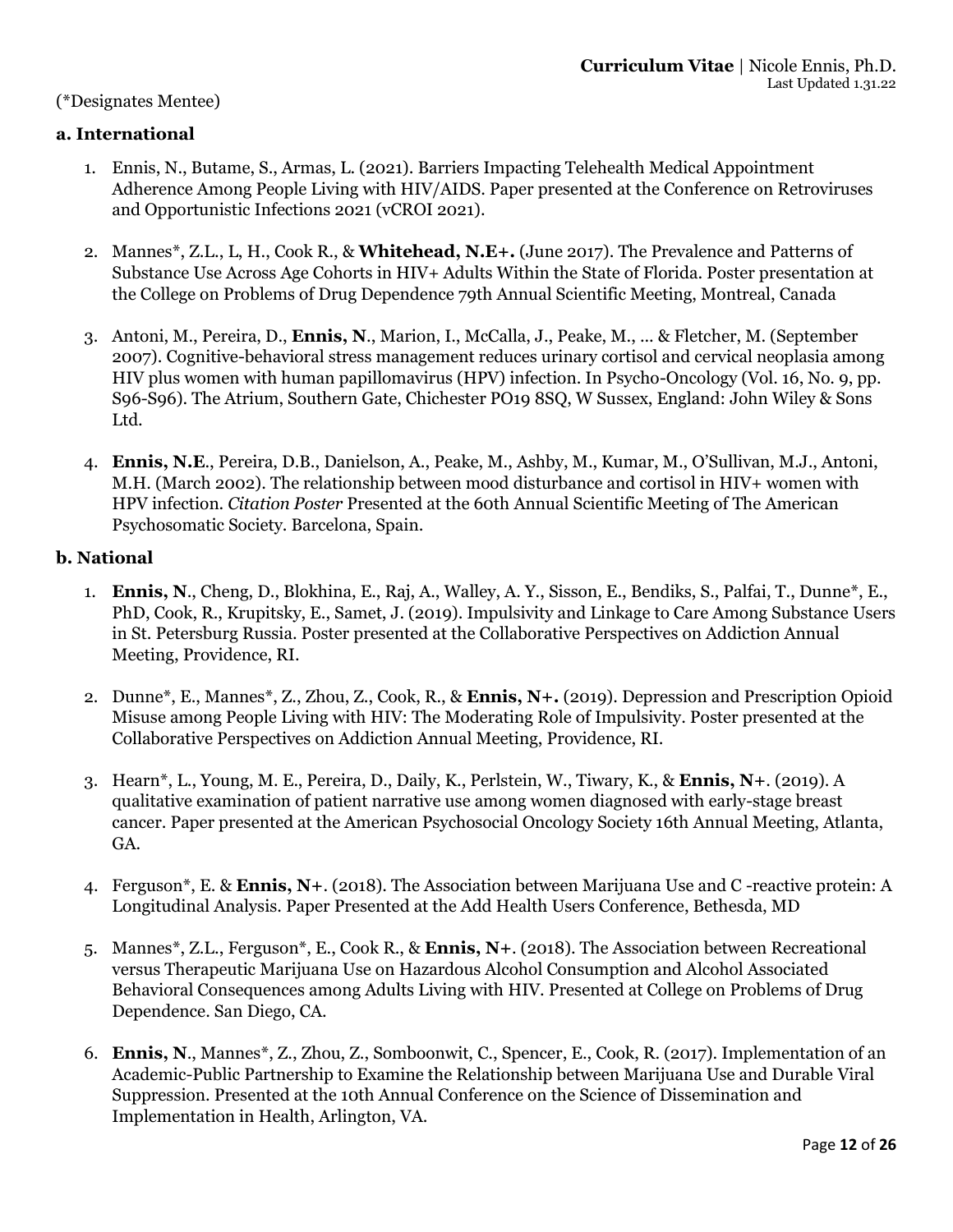(*Designates Mentee)

### a. International

1. Ennis, N., Butame, S., Armas, L. (2021). Barriers Impacting Telehealth Medical Appointment Adherence Among People Living with HIV/AIDS. Paper presented at the Conference on Retroviruses and Opportunistic Infections 2021 (vCROI 2021).

2. Mannes*, Z.L., L, H., Cook R., & **Whitehead, N.E+.** (June 2017). The Prevalence and Patterns of Substance Use Across Age Cohorts in HIV+ Adults Within the State of Florida. Poster presentation at the College on Problems of Drug Dependence 79th Annual Scientific Meeting, Montreal, Canada

3. Antoni, M., Pereira, D., **Ennis, N**., Marion, I., McCalla, J., Peake, M., ... & Fletcher, M. (September 2007). Cognitive-behavioral stress management reduces urinary cortisol and cervical neoplasia among HIV plus women with human papillomavirus (HPV) infection. In Psycho-Oncology (Vol. 16, No. 9, pp. S96-S96). The Atrium, Southern Gate, Chichester PO19 8SQ, W Sussex, England: John Wiley & Sons Ltd.

4. **Ennis, N.E**., Pereira, D.B., Danielson, A., Peake, M., Ashby, M., Kumar, M., O'Sullivan, M.J., Antoni, M.H. (March 2002). The relationship between mood disturbance and cortisol in HIV+ women with HPV infection. *Citation Poster* Presented at the 60th Annual Scientific Meeting of The American Psychosomatic Society. Barcelona, Spain.

### b. National

1. **Ennis, N**., Cheng, D., Blokhina, E., Raj, A., Walley, A. Y., Sisson, E., Bendiks, S., Palfai, T., Dunne*, E., PhD, Cook, R., Krupitsky, E., Samet, J. (2019). Impulsivity and Linkage to Care Among Substance Users in St. Petersburg Russia. Poster presented at the Collaborative Perspectives on Addiction Annual Meeting, Providence, RI.

2. Dunne*, E., Mannes*, Z., Zhou, Z., Cook, R., & **Ennis, N+.** (2019). Depression and Prescription Opioid Misuse among People Living with HIV: The Moderating Role of Impulsivity. Poster presented at the Collaborative Perspectives on Addiction Annual Meeting, Providence, RI.

3. Hearn*, L., Young, M. E., Pereira, D., Daily, K., Perlstein, W., Tiwary, K., & **Ennis, N+**. (2019). A qualitative examination of patient narrative use among women diagnosed with early-stage breast cancer. Paper presented at the American Psychosocial Oncology Society 16th Annual Meeting, Atlanta, GA.

4. Ferguson*, E. & **Ennis, N+**. (2018). The Association between Marijuana Use and C -reactive protein: A Longitudinal Analysis. Paper Presented at the Add Health Users Conference, Bethesda, MD

5. Mannes*, Z.L., Ferguson*, E., Cook R., & **Ennis, N+**. (2018). The Association between Recreational versus Therapeutic Marijuana Use on Hazardous Alcohol Consumption and Alcohol Associated Behavioral Consequences among Adults Living with HIV. Presented at College on Problems of Drug Dependence. San Diego, CA.

6. **Ennis, N**., Mannes*, Z., Zhou, Z., Somboonwit, C., Spencer, E., Cook, R. (2017). Implementation of an Academic-Public Partnership to Examine the Relationship between Marijuana Use and Durable Viral Suppression. Presented at the 10th Annual Conference on the Science of Dissemination and Implementation in Health, Arlington, VA.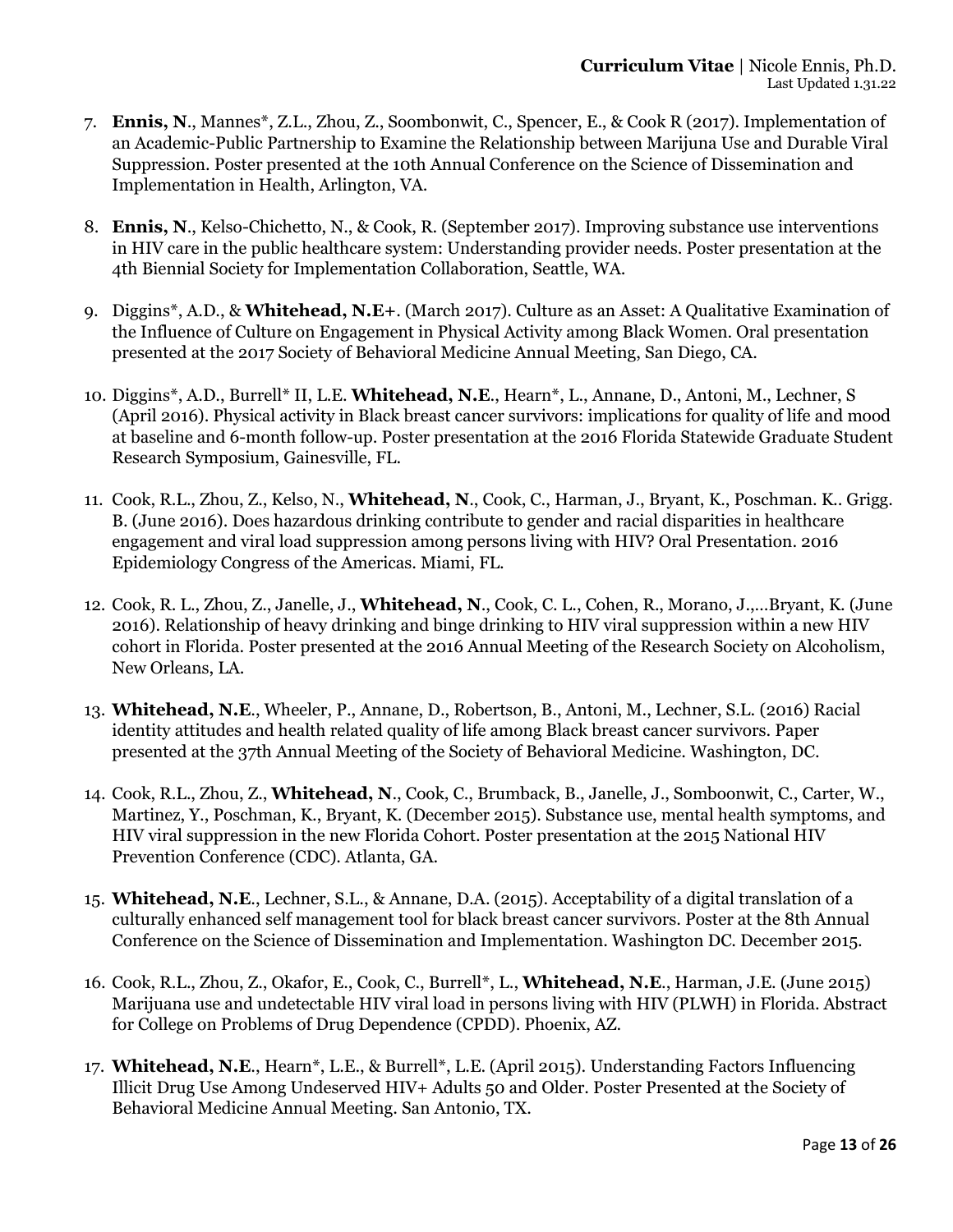7. **Ennis, N**., Mannes*, Z.L., Zhou, Z., Soombonwit, C., Spencer, E., & Cook R (2017). Implementation of an Academic-Public Partnership to Examine the Relationship between Marijuna Use and Durable Viral Suppression. Poster presented at the 10th Annual Conference on the Science of Dissemination and Implementation in Health, Arlington, VA.

8. **Ennis, N**., Kelso-Chichetto, N., & Cook, R. (September 2017). Improving substance use interventions in HIV care in the public healthcare system: Understanding provider needs. Poster presentation at the 4th Biennial Society for Implementation Collaboration, Seattle, WA.

9. Diggins*, A.D., & **Whitehead, N.E+**. (March 2017). Culture as an Asset: A Qualitative Examination of the Influence of Culture on Engagement in Physical Activity among Black Women. Oral presentation presented at the 2017 Society of Behavioral Medicine Annual Meeting, San Diego, CA.

10. Diggins*, A.D., Burrell* II, L.E. **Whitehead, N.E**., Hearn*, L., Annane, D., Antoni, M., Lechner, S (April 2016). Physical activity in Black breast cancer survivors: implications for quality of life and mood at baseline and 6-month follow-up. Poster presentation at the 2016 Florida Statewide Graduate Student Research Symposium, Gainesville, FL.

11. Cook, R.L., Zhou, Z., Kelso, N., **Whitehead, N**., Cook, C., Harman, J., Bryant, K., Poschman. K.. Grigg. B. (June 2016). Does hazardous drinking contribute to gender and racial disparities in healthcare engagement and viral load suppression among persons living with HIV? Oral Presentation. 2016 Epidemiology Congress of the Americas. Miami, FL.

12. Cook, R. L., Zhou, Z., Janelle, J., **Whitehead, N**., Cook, C. L., Cohen, R., Morano, J.,…Bryant, K. (June 2016). Relationship of heavy drinking and binge drinking to HIV viral suppression within a new HIV cohort in Florida. Poster presented at the 2016 Annual Meeting of the Research Society on Alcoholism, New Orleans, LA.

13. **Whitehead, N.E**., Wheeler, P., Annane, D., Robertson, B., Antoni, M., Lechner, S.L. (2016) Racial identity attitudes and health related quality of life among Black breast cancer survivors. Paper presented at the 37th Annual Meeting of the Society of Behavioral Medicine. Washington, DC.

14. Cook, R.L., Zhou, Z., **Whitehead, N**., Cook, C., Brumback, B., Janelle, J., Somboonwit, C., Carter, W., Martinez, Y., Poschman, K., Bryant, K. (December 2015). Substance use, mental health symptoms, and HIV viral suppression in the new Florida Cohort. Poster presentation at the 2015 National HIV Prevention Conference (CDC). Atlanta, GA.

15. **Whitehead, N.E**., Lechner, S.L., & Annane, D.A. (2015). Acceptability of a digital translation of a culturally enhanced self management tool for black breast cancer survivors. Poster at the 8th Annual Conference on the Science of Dissemination and Implementation. Washington DC. December 2015.

16. Cook, R.L., Zhou, Z., Okafor, E., Cook, C., Burrell*, L., **Whitehead, N.E**., Harman, J.E. (June 2015) Marijuana use and undetectable HIV viral load in persons living with HIV (PLWH) in Florida. Abstract for College on Problems of Drug Dependence (CPDD). Phoenix, AZ.

17. **Whitehead, N.E**., Hearn*, L.E., & Burrell*, L.E. (April 2015). Understanding Factors Influencing Illicit Drug Use Among Undeserved HIV+ Adults 50 and Older. Poster Presented at the Society of Behavioral Medicine Annual Meeting. San Antonio, TX.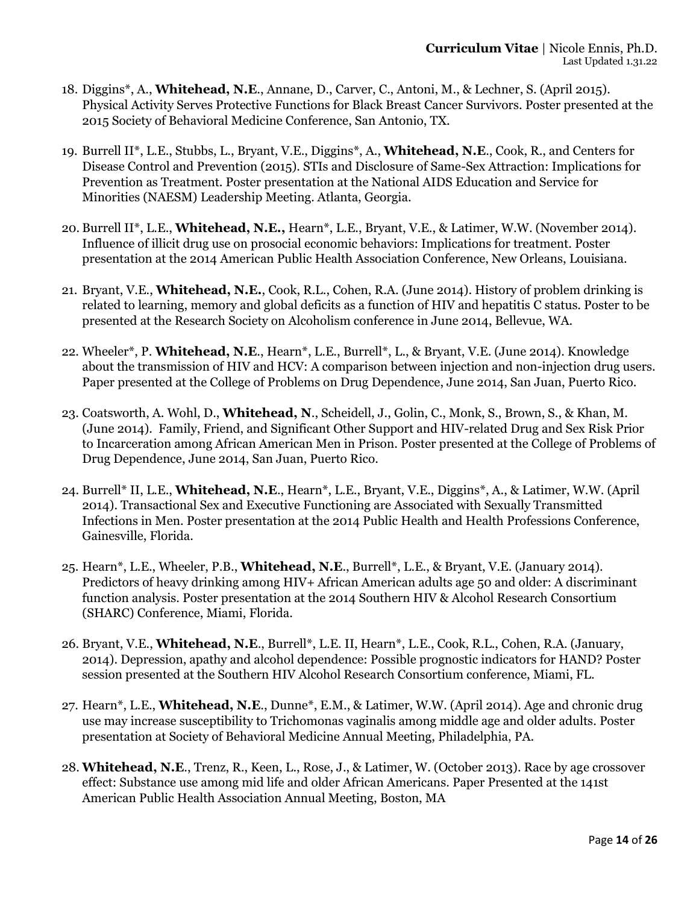18. Diggins*, A., **Whitehead, N.E**., Annane, D., Carver, C., Antoni, M., & Lechner, S. (April 2015). Physical Activity Serves Protective Functions for Black Breast Cancer Survivors. Poster presented at the 2015 Society of Behavioral Medicine Conference, San Antonio, TX.

19. Burrell II*, L.E., Stubbs, L., Bryant, V.E., Diggins*, A., **Whitehead, N.E**., Cook, R., and Centers for Disease Control and Prevention (2015). STIs and Disclosure of Same-Sex Attraction: Implications for Prevention as Treatment. Poster presentation at the National AIDS Education and Service for Minorities (NAESM) Leadership Meeting. Atlanta, Georgia.

20. Burrell II*, L.E., **Whitehead, N.E.,** Hearn*, L.E., Bryant, V.E., & Latimer, W.W. (November 2014). Influence of illicit drug use on prosocial economic behaviors: Implications for treatment. Poster presentation at the 2014 American Public Health Association Conference, New Orleans, Louisiana.

21. Bryant, V.E., **Whitehead, N.E.**, Cook, R.L., Cohen, R.A. (June 2014). History of problem drinking is related to learning, memory and global deficits as a function of HIV and hepatitis C status. Poster to be presented at the Research Society on Alcoholism conference in June 2014, Bellevue, WA.

22. Wheeler*, P. **Whitehead, N.E**., Hearn*, L.E., Burrell*, L., & Bryant, V.E. (June 2014). Knowledge about the transmission of HIV and HCV: A comparison between injection and non-injection drug users. Paper presented at the College of Problems on Drug Dependence, June 2014, San Juan, Puerto Rico.

23. Coatsworth, A. Wohl, D., **Whitehead, N**., Scheidell, J., Golin, C., Monk, S., Brown, S., & Khan, M. (June 2014). Family, Friend, and Significant Other Support and HIV-related Drug and Sex Risk Prior to Incarceration among African American Men in Prison. Poster presented at the College of Problems of Drug Dependence, June 2014, San Juan, Puerto Rico.

24. Burrell* II, L.E., **Whitehead, N.E**., Hearn*, L.E., Bryant, V.E., Diggins*, A., & Latimer, W.W. (April 2014). Transactional Sex and Executive Functioning are Associated with Sexually Transmitted Infections in Men. Poster presentation at the 2014 Public Health and Health Professions Conference, Gainesville, Florida.

25. Hearn*, L.E., Wheeler, P.B., **Whitehead, N.E**., Burrell*, L.E., & Bryant, V.E. (January 2014). Predictors of heavy drinking among HIV+ African American adults age 50 and older: A discriminant function analysis. Poster presentation at the 2014 Southern HIV & Alcohol Research Consortium (SHARC) Conference, Miami, Florida.

26. Bryant, V.E., **Whitehead, N.E**., Burrell*, L.E. II, Hearn*, L.E., Cook, R.L., Cohen, R.A. (January, 2014). Depression, apathy and alcohol dependence: Possible prognostic indicators for HAND? Poster session presented at the Southern HIV Alcohol Research Consortium conference, Miami, FL.

27. Hearn*, L.E., **Whitehead, N.E**., Dunne*, E.M., & Latimer, W.W. (April 2014). Age and chronic drug use may increase susceptibility to Trichomonas vaginalis among middle age and older adults. Poster presentation at Society of Behavioral Medicine Annual Meeting, Philadelphia, PA.

28. **Whitehead, N.E**., Trenz, R., Keen, L., Rose, J., & Latimer, W. (October 2013). Race by age crossover effect: Substance use among mid life and older African Americans. Paper Presented at the 141st American Public Health Association Annual Meeting, Boston, MA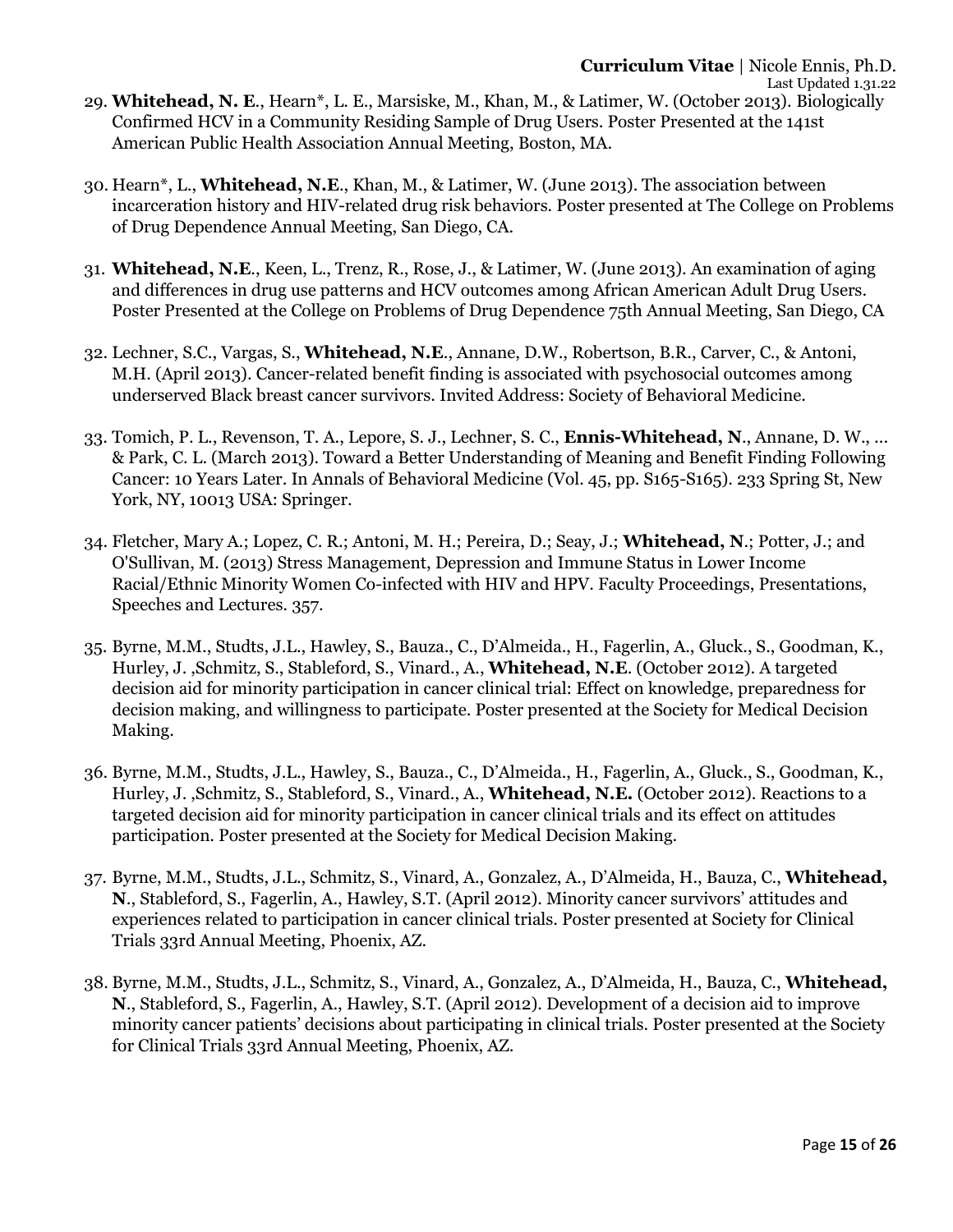29. **Whitehead, N. E**., Hearn*, L. E., Marsiske, M., Khan, M., & Latimer, W. (October 2013). Biologically Confirmed HCV in a Community Residing Sample of Drug Users. Poster Presented at the 141st American Public Health Association Annual Meeting, Boston, MA.

30. Hearn*, L., **Whitehead, N.E**., Khan, M., & Latimer, W. (June 2013). The association between incarceration history and HIV-related drug risk behaviors. Poster presented at The College on Problems of Drug Dependence Annual Meeting, San Diego, CA.

31. **Whitehead, N.E**., Keen, L., Trenz, R., Rose, J., & Latimer, W. (June 2013). An examination of aging and differences in drug use patterns and HCV outcomes among African American Adult Drug Users. Poster Presented at the College on Problems of Drug Dependence 75th Annual Meeting, San Diego, CA

32. Lechner, S.C., Vargas, S., **Whitehead, N.E**., Annane, D.W., Robertson, B.R., Carver, C., & Antoni, M.H. (April 2013). Cancer-related benefit finding is associated with psychosocial outcomes among underserved Black breast cancer survivors. Invited Address: Society of Behavioral Medicine.

33. Tomich, P. L., Revenson, T. A., Lepore, S. J., Lechner, S. C., **Ennis-Whitehead, N**., Annane, D. W., ... & Park, C. L. (March 2013). Toward a Better Understanding of Meaning and Benefit Finding Following Cancer: 10 Years Later. In Annals of Behavioral Medicine (Vol. 45, pp. S165-S165). 233 Spring St, New York, NY, 10013 USA: Springer.

34. Fletcher, Mary A.; Lopez, C. R.; Antoni, M. H.; Pereira, D.; Seay, J.; **Whitehead, N**.; Potter, J.; and O'Sullivan, M. (2013) Stress Management, Depression and Immune Status in Lower Income Racial/Ethnic Minority Women Co-infected with HIV and HPV. Faculty Proceedings, Presentations, Speeches and Lectures. 357.

35. Byrne, M.M., Studts, J.L., Hawley, S., Bauza., C., D'Almeida., H., Fagerlin, A., Gluck., S., Goodman, K., Hurley, J. ,Schmitz, S., Stableford, S., Vinard., A., **Whitehead, N.E**. (October 2012). A targeted decision aid for minority participation in cancer clinical trial: Effect on knowledge, preparedness for decision making, and willingness to participate. Poster presented at the Society for Medical Decision Making.

36. Byrne, M.M., Studts, J.L., Hawley, S., Bauza., C., D'Almeida., H., Fagerlin, A., Gluck., S., Goodman, K., Hurley, J. ,Schmitz, S., Stableford, S., Vinard., A., **Whitehead, N.E.** (October 2012). Reactions to a targeted decision aid for minority participation in cancer clinical trials and its effect on attitudes participation. Poster presented at the Society for Medical Decision Making.

37. Byrne, M.M., Studts, J.L., Schmitz, S., Vinard, A., Gonzalez, A., D'Almeida, H., Bauza, C., **Whitehead, N**., Stableford, S., Fagerlin, A., Hawley, S.T. (April 2012). Minority cancer survivors' attitudes and experiences related to participation in cancer clinical trials. Poster presented at Society for Clinical Trials 33rd Annual Meeting, Phoenix, AZ.

38. Byrne, M.M., Studts, J.L., Schmitz, S., Vinard, A., Gonzalez, A., D'Almeida, H., Bauza, C., **Whitehead, N**., Stableford, S., Fagerlin, A., Hawley, S.T. (April 2012). Development of a decision aid to improve minority cancer patients' decisions about participating in clinical trials. Poster presented at the Society for Clinical Trials 33rd Annual Meeting, Phoenix, AZ.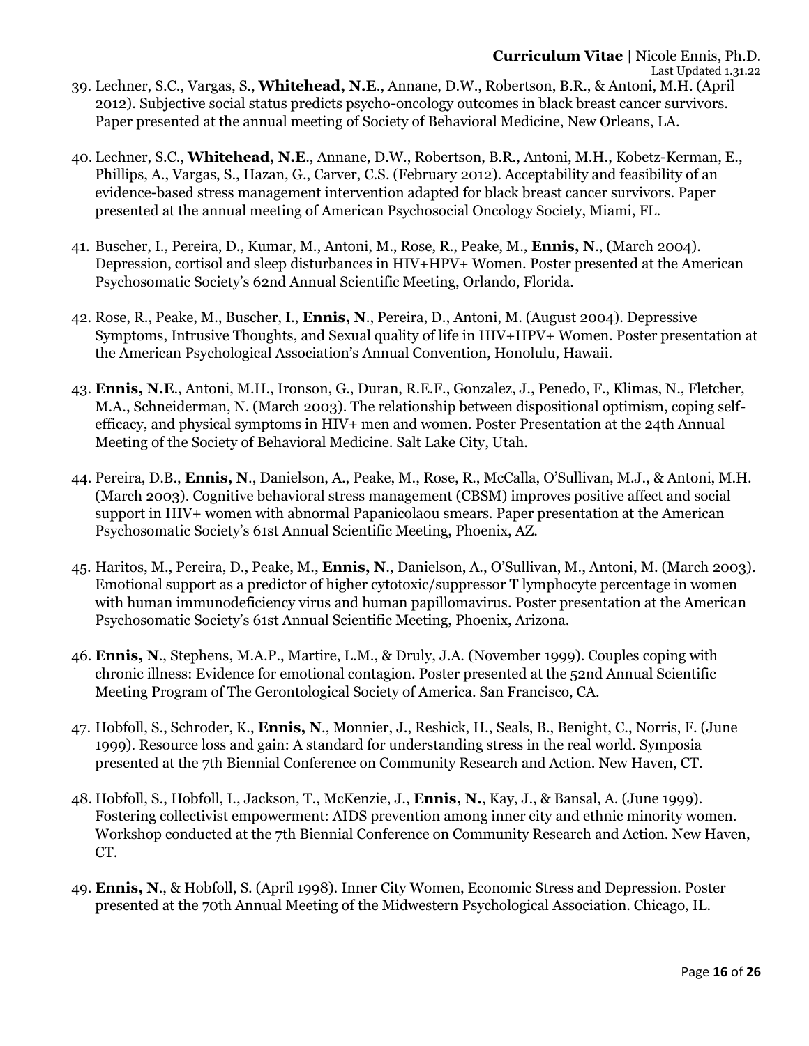39. Lechner, S.C., Vargas, S., **Whitehead, N.E**., Annane, D.W., Robertson, B.R., & Antoni, M.H. (April 2012). Subjective social status predicts psycho-oncology outcomes in black breast cancer survivors. Paper presented at the annual meeting of Society of Behavioral Medicine, New Orleans, LA.

40. Lechner, S.C., **Whitehead, N.E**., Annane, D.W., Robertson, B.R., Antoni, M.H., Kobetz-Kerman, E., Phillips, A., Vargas, S., Hazan, G., Carver, C.S. (February 2012). Acceptability and feasibility of an evidence-based stress management intervention adapted for black breast cancer survivors. Paper presented at the annual meeting of American Psychosocial Oncology Society, Miami, FL.

41. Buscher, I., Pereira, D., Kumar, M., Antoni, M., Rose, R., Peake, M., **Ennis, N**., (March 2004). Depression, cortisol and sleep disturbances in HIV+HPV+ Women. Poster presented at the American Psychosomatic Society's 62nd Annual Scientific Meeting, Orlando, Florida.

42. Rose, R., Peake, M., Buscher, I., **Ennis, N**., Pereira, D., Antoni, M. (August 2004). Depressive Symptoms, Intrusive Thoughts, and Sexual quality of life in HIV+HPV+ Women. Poster presentation at the American Psychological Association's Annual Convention, Honolulu, Hawaii.

43. **Ennis, N.E**., Antoni, M.H., Ironson, G., Duran, R.E.F., Gonzalez, J., Penedo, F., Klimas, N., Fletcher, M.A., Schneiderman, N. (March 2003). The relationship between dispositional optimism, coping self-efficacy, and physical symptoms in HIV+ men and women. Poster Presentation at the 24th Annual Meeting of the Society of Behavioral Medicine. Salt Lake City, Utah.

44. Pereira, D.B., **Ennis, N**., Danielson, A., Peake, M., Rose, R., McCalla, O'Sullivan, M.J., & Antoni, M.H. (March 2003). Cognitive behavioral stress management (CBSM) improves positive affect and social support in HIV+ women with abnormal Papanicolaou smears. Paper presentation at the American Psychosomatic Society's 61st Annual Scientific Meeting, Phoenix, AZ.

45. Haritos, M., Pereira, D., Peake, M., **Ennis, N**., Danielson, A., O'Sullivan, M., Antoni, M. (March 2003). Emotional support as a predictor of higher cytotoxic/suppressor T lymphocyte percentage in women with human immunodeficiency virus and human papillomavirus. Poster presentation at the American Psychosomatic Society's 61st Annual Scientific Meeting, Phoenix, Arizona.

46. **Ennis, N**., Stephens, M.A.P., Martire, L.M., & Druly, J.A. (November 1999). Couples coping with chronic illness: Evidence for emotional contagion. Poster presented at the 52nd Annual Scientific Meeting Program of The Gerontological Society of America. San Francisco, CA.

47. Hobfoll, S., Schroder, K., **Ennis, N**., Monnier, J., Reshick, H., Seals, B., Benight, C., Norris, F. (June 1999). Resource loss and gain: A standard for understanding stress in the real world. Symposia presented at the 7th Biennial Conference on Community Research and Action. New Haven, CT.

48. Hobfoll, S., Hobfoll, I., Jackson, T., McKenzie, J., **Ennis, N.**, Kay, J., & Bansal, A. (June 1999). Fostering collectivist empowerment: AIDS prevention among inner city and ethnic minority women. Workshop conducted at the 7th Biennial Conference on Community Research and Action. New Haven, CT.

49. **Ennis, N**., & Hobfoll, S. (April 1998). Inner City Women, Economic Stress and Depression. Poster presented at the 70th Annual Meeting of the Midwestern Psychological Association. Chicago, IL.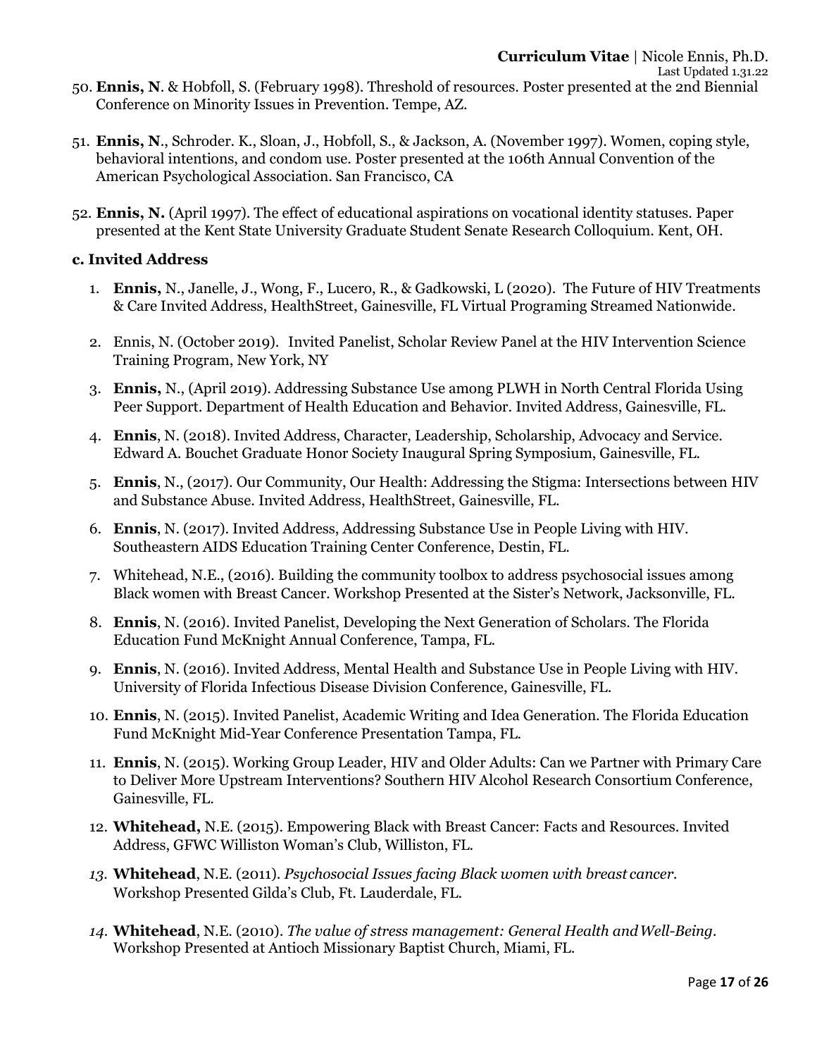50. **Ennis, N**. & Hobfoll, S. (February 1998). Threshold of resources. Poster presented at the 2nd Biennial Conference on Minority Issues in Prevention. Tempe, AZ.

51. **Ennis, N**., Schroder. K., Sloan, J., Hobfoll, S., & Jackson, A. (November 1997). Women, coping style, behavioral intentions, and condom use. Poster presented at the 106th Annual Convention of the American Psychological Association. San Francisco, CA

52. **Ennis, N.** (April 1997). The effect of educational aspirations on vocational identity statuses. Paper presented at the Kent State University Graduate Student Senate Research Colloquium. Kent, OH.

**c. Invited Address**

1. **Ennis,** N., Janelle, J., Wong, F., Lucero, R., & Gadkowski, L (2020). The Future of HIV Treatments & Care Invited Address, HealthStreet, Gainesville, FL Virtual Programing Streamed Nationwide.

2. Ennis, N. (October 2019). Invited Panelist, Scholar Review Panel at the HIV Intervention Science Training Program, New York, NY

3. **Ennis,** N., (April 2019). Addressing Substance Use among PLWH in North Central Florida Using Peer Support. Department of Health Education and Behavior. Invited Address, Gainesville, FL.

4. **Ennis**, N. (2018). Invited Address, Character, Leadership, Scholarship, Advocacy and Service. Edward A. Bouchet Graduate Honor Society Inaugural Spring Symposium, Gainesville, FL.

5. **Ennis**, N., (2017). Our Community, Our Health: Addressing the Stigma: Intersections between HIV and Substance Abuse. Invited Address, HealthStreet, Gainesville, FL.

6. **Ennis**, N. (2017). Invited Address, Addressing Substance Use in People Living with HIV. Southeastern AIDS Education Training Center Conference, Destin, FL.

7. Whitehead, N.E., (2016). Building the community toolbox to address psychosocial issues among Black women with Breast Cancer. Workshop Presented at the Sister's Network, Jacksonville, FL.

8. **Ennis**, N. (2016). Invited Panelist, Developing the Next Generation of Scholars. The Florida Education Fund McKnight Annual Conference, Tampa, FL.

9. **Ennis**, N. (2016). Invited Address, Mental Health and Substance Use in People Living with HIV. University of Florida Infectious Disease Division Conference, Gainesville, FL.

10. **Ennis**, N. (2015). Invited Panelist, Academic Writing and Idea Generation. The Florida Education Fund McKnight Mid-Year Conference Presentation Tampa, FL.

11. **Ennis**, N. (2015). Working Group Leader, HIV and Older Adults: Can we Partner with Primary Care to Deliver More Upstream Interventions? Southern HIV Alcohol Research Consortium Conference, Gainesville, FL.

12. **Whitehead,** N.E. (2015). Empowering Black with Breast Cancer: Facts and Resources. Invited Address, GFWC Williston Woman's Club, Williston, FL.

13. **Whitehead**, N.E. (2011). *Psychosocial Issues facing Black women with breast cancer.* Workshop Presented Gilda's Club, Ft. Lauderdale, FL.

14. **Whitehead**, N.E. (2010). *The value of stress management: General Health and Well-Being*. Workshop Presented at Antioch Missionary Baptist Church, Miami, FL.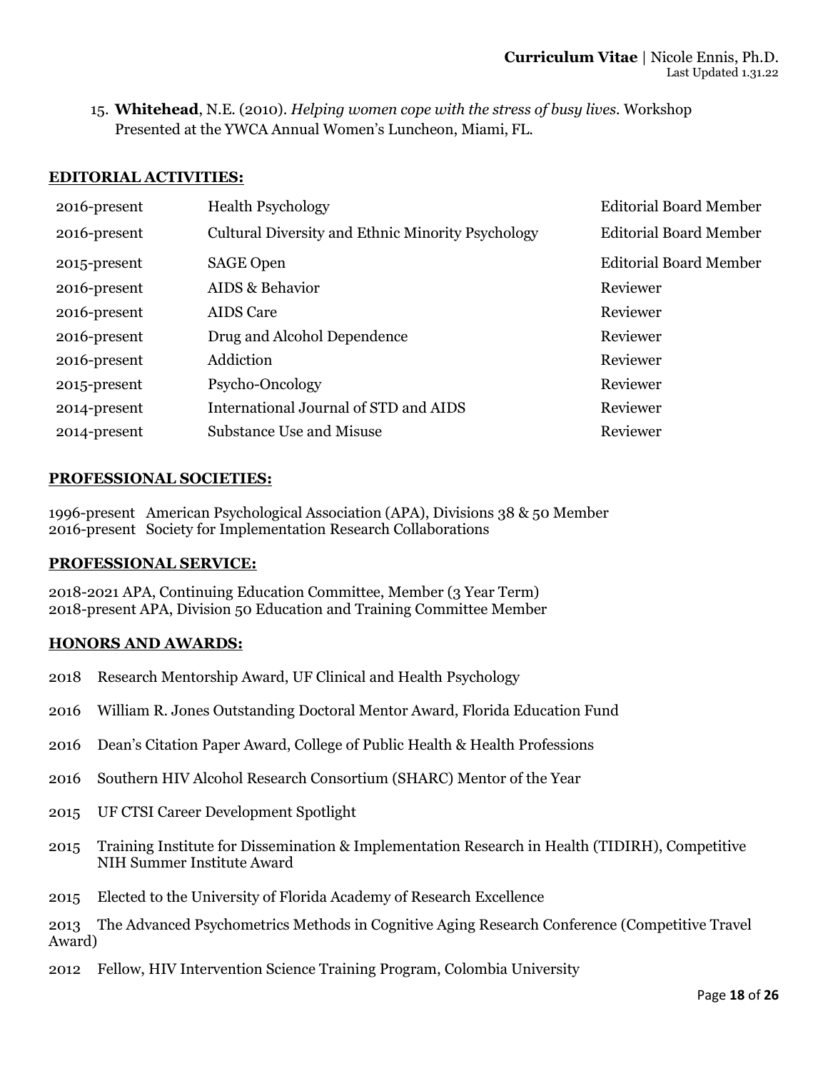15. **Whitehead**, N.E. (2010). *Helping women cope with the stress of busy lives.* Workshop Presented at the YWCA Annual Women's Luncheon, Miami, FL.

## EDITORIAL ACTIVITIES:

| | | |
|---|---|---|
| 2016-present | Health Psychology | Editorial Board Member |
| 2016-present | Cultural Diversity and Ethnic Minority Psychology | Editorial Board Member |
| 2015-present | SAGE Open | Editorial Board Member |
| 2016-present | AIDS & Behavior | Reviewer |
| 2016-present | AIDS Care | Reviewer |
| 2016-present | Drug and Alcohol Dependence | Reviewer |
| 2016-present | Addiction | Reviewer |
| 2015-present | Psycho-Oncology | Reviewer |
| 2014-present | International Journal of STD and AIDS | Reviewer |
| 2014-present | Substance Use and Misuse | Reviewer |

## PROFESSIONAL SOCIETIES:

1996-present American Psychological Association (APA), Divisions 38 & 50 Member
2016-present Society for Implementation Research Collaborations

## PROFESSIONAL SERVICE:

2018-2021 APA, Continuing Education Committee, Member (3 Year Term)
2018-present APA, Division 50 Education and Training Committee Member

## HONORS AND AWARDS:

2018 Research Mentorship Award, UF Clinical and Health Psychology

2016 William R. Jones Outstanding Doctoral Mentor Award, Florida Education Fund

2016 Dean's Citation Paper Award, College of Public Health & Health Professions

2016 Southern HIV Alcohol Research Consortium (SHARC) Mentor of the Year

2015 UF CTSI Career Development Spotlight

2015 Training Institute for Dissemination & Implementation Research in Health (TIDIRH), Competitive NIH Summer Institute Award

2015 Elected to the University of Florida Academy of Research Excellence

2013 The Advanced Psychometrics Methods in Cognitive Aging Research Conference (Competitive Travel Award)

2012 Fellow, HIV Intervention Science Training Program, Colombia University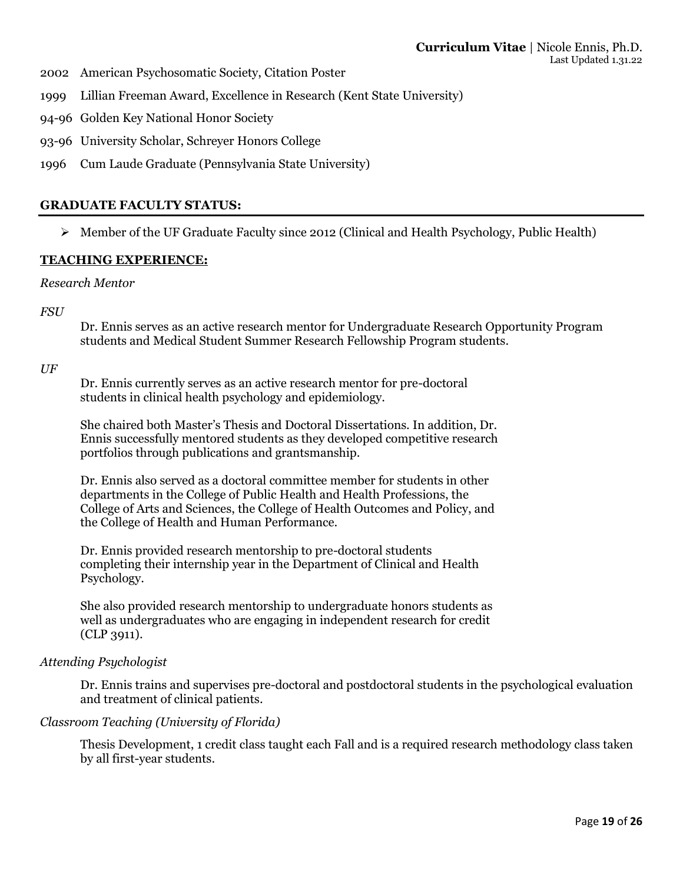2002 American Psychosomatic Society, Citation Poster

1999 Lillian Freeman Award, Excellence in Research (Kent State University)

94-96 Golden Key National Honor Society

93-96 University Scholar, Schreyer Honors College

1996 Cum Laude Graduate (Pennsylvania State University)

## GRADUATE FACULTY STATUS:

- Member of the UF Graduate Faculty since 2012 (Clinical and Health Psychology, Public Health)

## TEACHING EXPERIENCE:

*Research Mentor*

*FSU*

Dr. Ennis serves as an active research mentor for Undergraduate Research Opportunity Program students and Medical Student Summer Research Fellowship Program students.

*UF*

Dr. Ennis currently serves as an active research mentor for pre-doctoral students in clinical health psychology and epidemiology.

She chaired both Master's Thesis and Doctoral Dissertations. In addition, Dr. Ennis successfully mentored students as they developed competitive research portfolios through publications and grantsmanship.

Dr. Ennis also served as a doctoral committee member for students in other departments in the College of Public Health and Health Professions, the College of Arts and Sciences, the College of Health Outcomes and Policy, and the College of Health and Human Performance.

Dr. Ennis provided research mentorship to pre-doctoral students completing their internship year in the Department of Clinical and Health Psychology.

She also provided research mentorship to undergraduate honors students as well as undergraduates who are engaging in independent research for credit (CLP 3911).

*Attending Psychologist*

Dr. Ennis trains and supervises pre-doctoral and postdoctoral students in the psychological evaluation and treatment of clinical patients.

*Classroom Teaching (University of Florida)*

Thesis Development, 1 credit class taught each Fall and is a required research methodology class taken by all first-year students.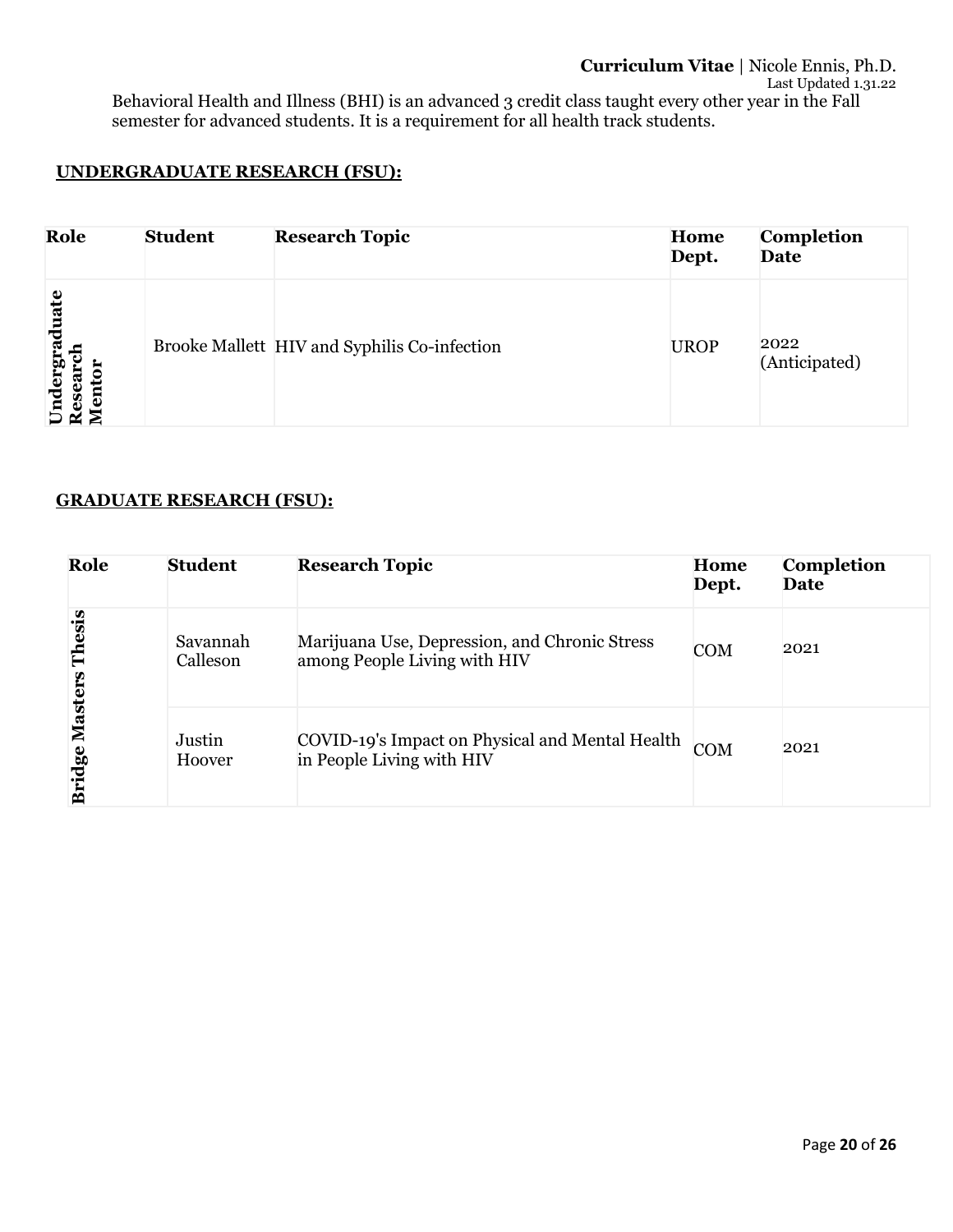Behavioral Health and Illness (BHI) is an advanced 3 credit class taught every other year in the Fall semester for advanced students. It is a requirement for all health track students.

## UNDERGRADUATE RESEARCH (FSU):

| Role | Student | Research Topic | Home Dept. | Completion Date |
|---|---|---|---|---|
| Undergraduate Research Mentor | Brooke Mallett | HIV and Syphilis Co-infection | UROP | 2022 (Anticipated) |

## GRADUATE RESEARCH (FSU):

| Role | Student | Research Topic | Home Dept. | Completion Date |
|---|---|---|---|---|
| Bridge Masters Thesis | Savannah Calleson | Marijuana Use, Depression, and Chronic Stress among People Living with HIV | COM | 2021 |
| | Justin Hoover | COVID-19's Impact on Physical and Mental Health in People Living with HIV | COM | 2021 |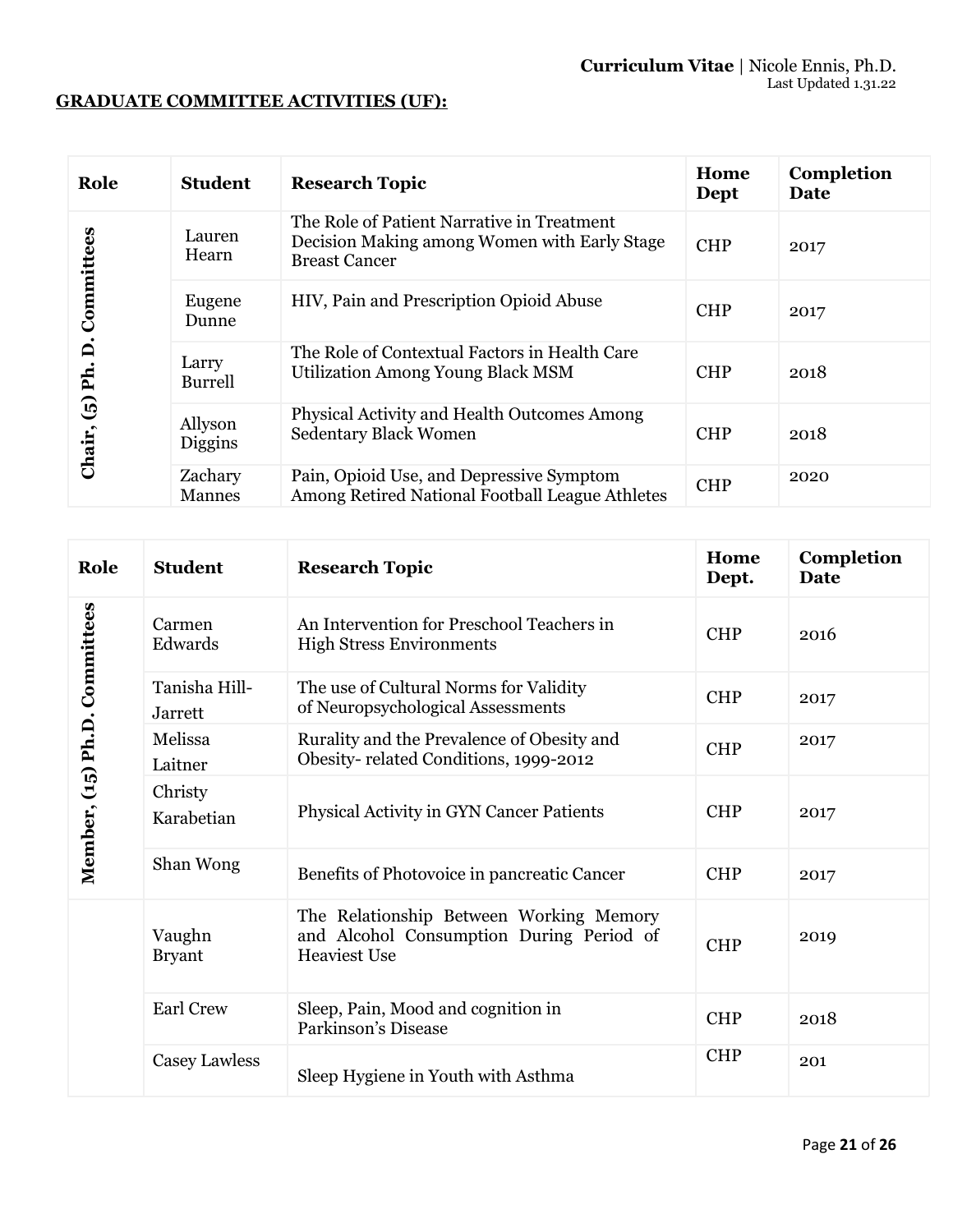## GRADUATE COMMITTEE ACTIVITIES (UF):

| Role | Student | Research Topic | Home Dept | Completion Date |
|---|---|---|---|---|
| Chair, (5) Ph. D. Committees | Lauren Hearn | The Role of Patient Narrative in Treatment Decision Making among Women with Early Stage Breast Cancer | CHP | 2017 |
| | Eugene Dunne | HIV, Pain and Prescription Opioid Abuse | CHP | 2017 |
| | Larry Burrell | The Role of Contextual Factors in Health Care Utilization Among Young Black MSM | CHP | 2018 |
| | Allyson Diggins | Physical Activity and Health Outcomes Among Sedentary Black Women | CHP | 2018 |
| | Zachary Mannes | Pain, Opioid Use, and Depressive Symptom Among Retired National Football League Athletes | CHP | 2020 |

| Role | Student | Research Topic | Home Dept. | Completion Date |
|---|---|---|---|---|
| Member, (15) Ph.D. Committees | Carmen Edwards | An Intervention for Preschool Teachers in High Stress Environments | CHP | 2016 |
| | Tanisha Hill-Jarrett | The use of Cultural Norms for Validity of Neuropsychological Assessments | CHP | 2017 |
| | Melissa Laitner | Rurality and the Prevalence of Obesity and Obesity- related Conditions, 1999-2012 | CHP | 2017 |
| | Christy Karabetian | Physical Activity in GYN Cancer Patients | CHP | 2017 |
| | Shan Wong | Benefits of Photovoice in pancreatic Cancer | CHP | 2017 |
| | Vaughn Bryant | The Relationship Between Working Memory and Alcohol Consumption During Period of Heaviest Use | CHP | 2019 |
| | Earl Crew | Sleep, Pain, Mood and cognition in Parkinson's Disease | CHP | 2018 |
| | Casey Lawless | Sleep Hygiene in Youth with Asthma | CHP | 201 |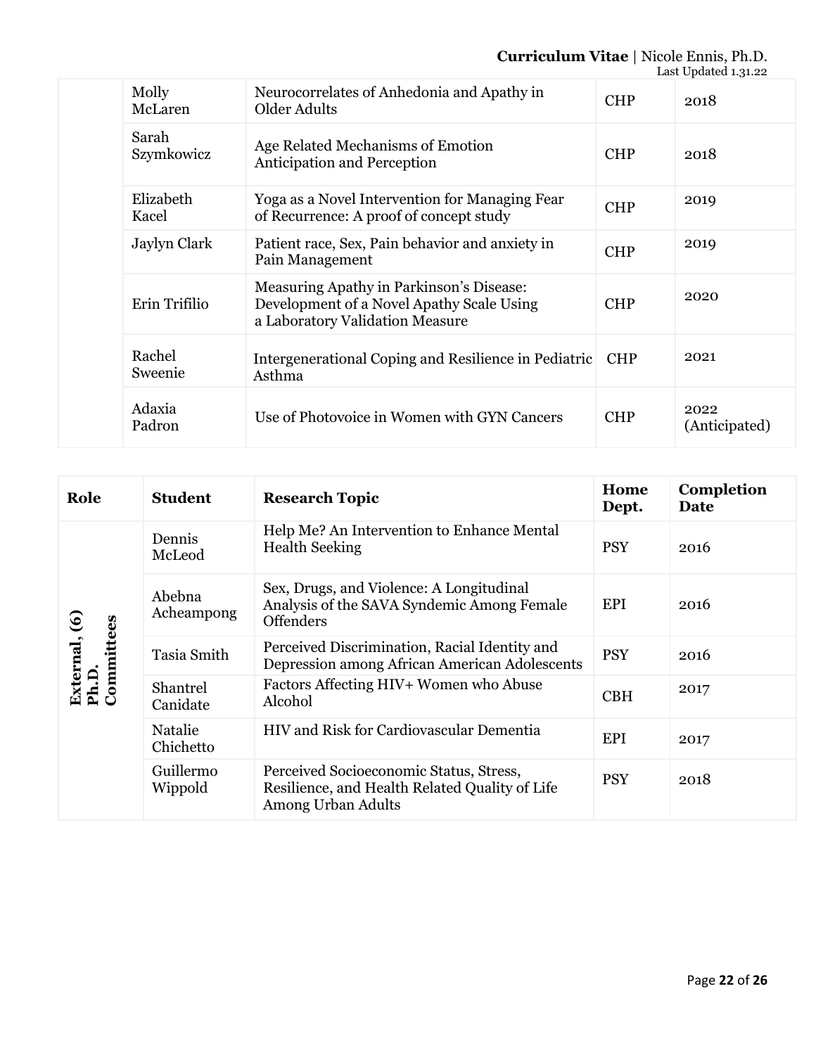| | | | | |
|---|---|---|---|---|
| | Molly McLaren | Neurocorrelates of Anhedonia and Apathy in Older Adults | CHP | 2018 |
| | Sarah Szymkowicz | Age Related Mechanisms of Emotion Anticipation and Perception | CHP | 2018 |
| | Elizabeth Kacel | Yoga as a Novel Intervention for Managing Fear of Recurrence: A proof of concept study | CHP | 2019 |
| | Jaylyn Clark | Patient race, Sex, Pain behavior and anxiety in Pain Management | CHP | 2019 |
| | Erin Trifilio | Measuring Apathy in Parkinson's Disease: Development of a Novel Apathy Scale Using a Laboratory Validation Measure | CHP | 2020 |
| | Rachel Sweenie | Intergenerational Coping and Resilience in Pediatric Asthma | CHP | 2021 |
| | Adaxia Padron | Use of Photovoice in Women with GYN Cancers | CHP | 2022 (Anticipated) |

| **Role** | **Student** | **Research Topic** | **Home Dept.** | **Completion Date** |
|---|---|---|---|---|
| **External, (6) Ph.D. Committees** | Dennis McLeod | Help Me? An Intervention to Enhance Mental Health Seeking | PSY | 2016 |
| | Abebna Acheampong | Sex, Drugs, and Violence: A Longitudinal Analysis of the SAVA Syndemic Among Female Offenders | EPI | 2016 |
| | Tasia Smith | Perceived Discrimination, Racial Identity and Depression among African American Adolescents | PSY | 2016 |
| | Shantrel Canidate | Factors Affecting HIV+ Women who Abuse Alcohol | CBH | 2017 |
| | Natalie Chichetto | HIV and Risk for Cardiovascular Dementia | EPI | 2017 |
| | Guillermo Wippold | Perceived Socioeconomic Status, Stress, Resilience, and Health Related Quality of Life Among Urban Adults | PSY | 2018 |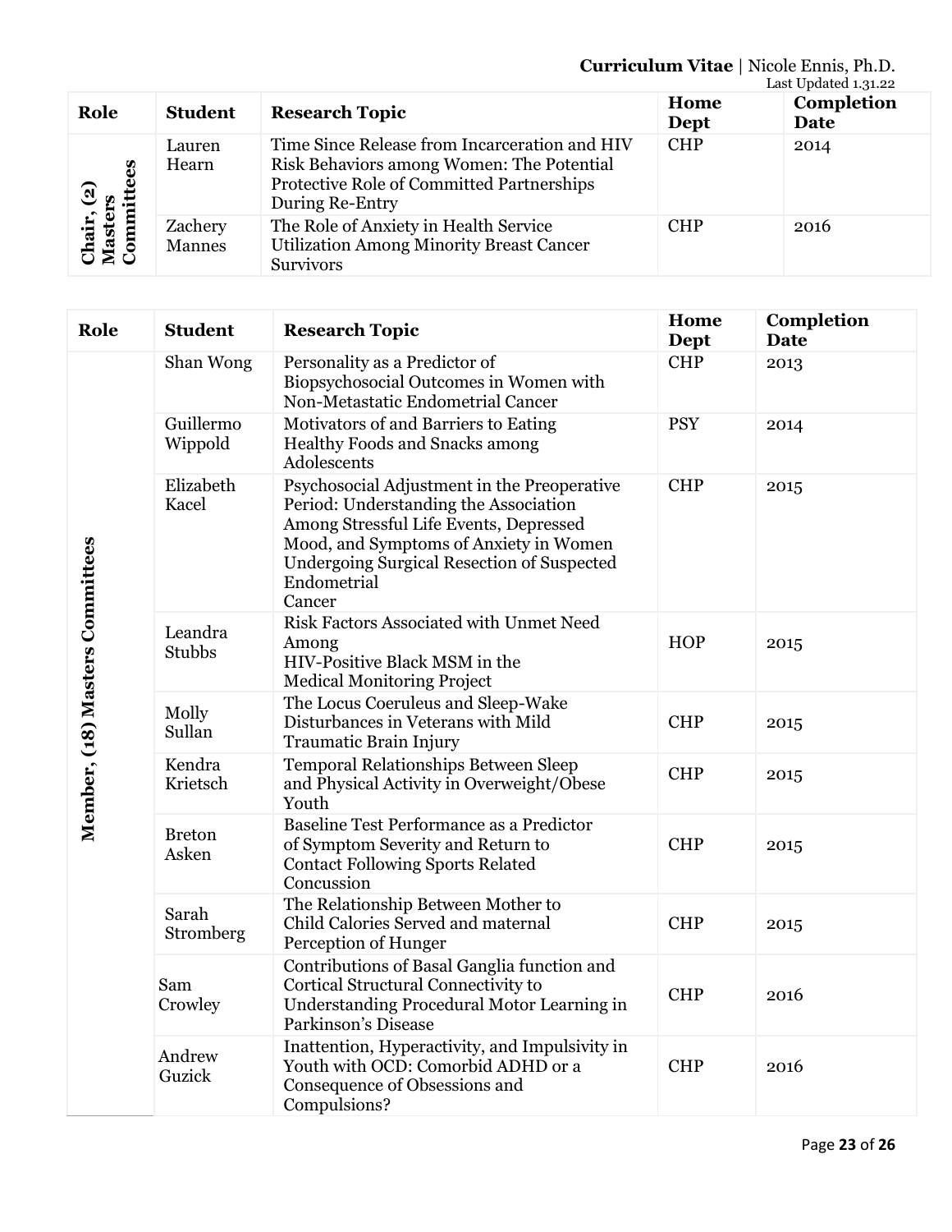| Role | Student | Research Topic | Home Dept | Completion Date |
|---|---|---|---|---|
| Chair, (2) Masters Committees | Lauren Hearn | Time Since Release from Incarceration and HIV Risk Behaviors among Women: The Potential Protective Role of Committed Partnerships During Re-Entry | CHP | 2014 |
| | Zachery Mannes | The Role of Anxiety in Health Service Utilization Among Minority Breast Cancer Survivors | CHP | 2016 |

| Role | Student | Research Topic | Home Dept | Completion Date |
|---|---|---|---|---|
| Member, (18) Masters Committees | Shan Wong | Personality as a Predictor of Biopsychosocial Outcomes in Women with Non-Metastatic Endometrial Cancer | CHP | 2013 |
| | Guillermo Wippold | Motivators of and Barriers to Eating Healthy Foods and Snacks among Adolescents | PSY | 2014 |
| | Elizabeth Kacel | Psychosocial Adjustment in the Preoperative Period: Understanding the Association Among Stressful Life Events, Depressed Mood, and Symptoms of Anxiety in Women Undergoing Surgical Resection of Suspected Endometrial Cancer | CHP | 2015 |
| | Leandra Stubbs | Risk Factors Associated with Unmet Need Among HIV-Positive Black MSM in the Medical Monitoring Project | HOP | 2015 |
| | Molly Sullan | The Locus Coeruleus and Sleep-Wake Disturbances in Veterans with Mild Traumatic Brain Injury | CHP | 2015 |
| | Kendra Krietsch | Temporal Relationships Between Sleep and Physical Activity in Overweight/Obese Youth | CHP | 2015 |
| | Breton Asken | Baseline Test Performance as a Predictor of Symptom Severity and Return to Contact Following Sports Related Concussion | CHP | 2015 |
| | Sarah Stromberg | The Relationship Between Mother to Child Calories Served and maternal Perception of Hunger | CHP | 2015 |
| | Sam Crowley | Contributions of Basal Ganglia function and Cortical Structural Connectivity to Understanding Procedural Motor Learning in Parkinson's Disease | CHP | 2016 |
| | Andrew Guzick | Inattention, Hyperactivity, and Impulsivity in Youth with OCD: Comorbid ADHD or a Consequence of Obsessions and Compulsions? | CHP | 2016 |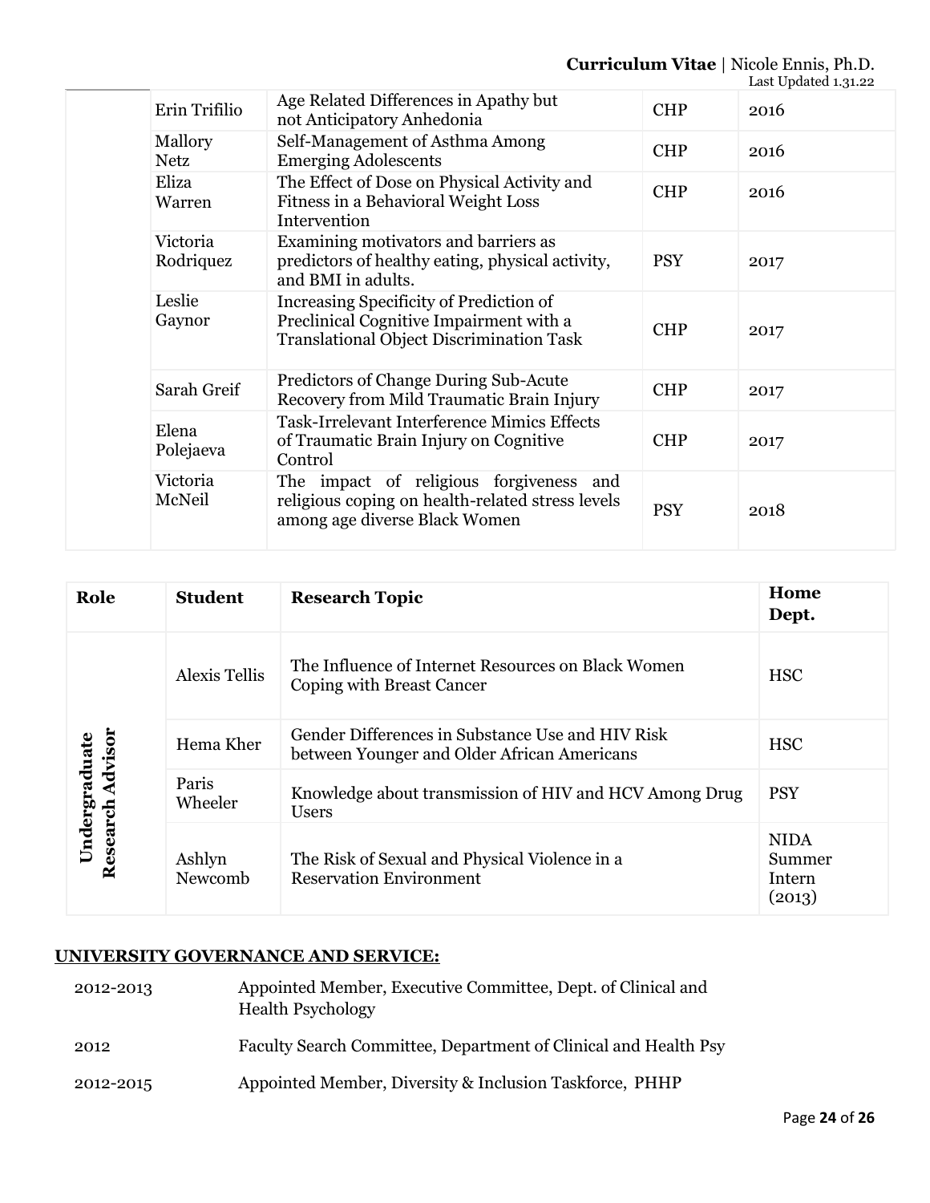| | Student | Research Topic | Home Dept. | Year |
|---|---|---|---|---|
| | Erin Trifilio | Age Related Differences in Apathy but not Anticipatory Anhedonia | CHP | 2016 |
| | Mallory Netz | Self-Management of Asthma Among Emerging Adolescents | CHP | 2016 |
| | Eliza Warren | The Effect of Dose on Physical Activity and Fitness in a Behavioral Weight Loss Intervention | CHP | 2016 |
| | Victoria Rodriquez | Examining motivators and barriers as predictors of healthy eating, physical activity, and BMI in adults. | PSY | 2017 |
| | Leslie Gaynor | Increasing Specificity of Prediction of Preclinical Cognitive Impairment with a Translational Object Discrimination Task | CHP | 2017 |
| | Sarah Greif | Predictors of Change During Sub-Acute Recovery from Mild Traumatic Brain Injury | CHP | 2017 |
| | Elena Polejaeva | Task-Irrelevant Interference Mimics Effects of Traumatic Brain Injury on Cognitive Control | CHP | 2017 |
| | Victoria McNeil | The impact of religious forgiveness and religious coping on health-related stress levels among age diverse Black Women | PSY | 2018 |

| Role | Student | Research Topic | Home Dept. |
|---|---|---|---|
| Undergraduate Research Advisor | Alexis Tellis | The Influence of Internet Resources on Black Women Coping with Breast Cancer | HSC |
| | Hema Kher | Gender Differences in Substance Use and HIV Risk between Younger and Older African Americans | HSC |
| | Paris Wheeler | Knowledge about transmission of HIV and HCV Among Drug Users | PSY |
| | Ashlyn Newcomb | The Risk of Sexual and Physical Violence in a Reservation Environment | NIDA Summer Intern (2013) |

## UNIVERSITY GOVERNANCE AND SERVICE:

| | |
|---|---|
| 2012-2013 | Appointed Member, Executive Committee, Dept. of Clinical and Health Psychology |
| 2012 | Faculty Search Committee, Department of Clinical and Health Psy |
| 2012-2015 | Appointed Member, Diversity & Inclusion Taskforce, PHHP |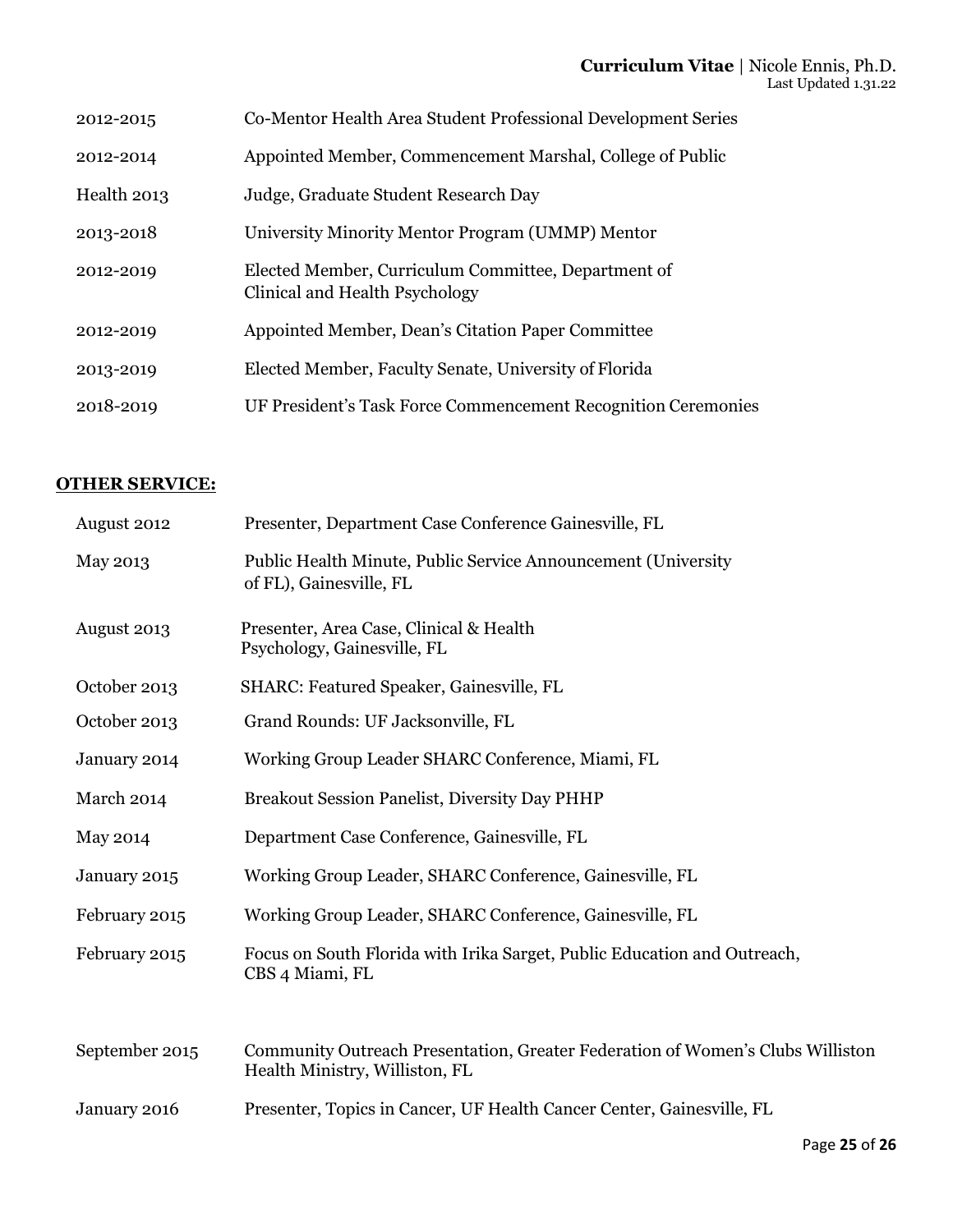| | |
|---|---|
| 2012-2015 | Co-Mentor Health Area Student Professional Development Series |
| 2012-2014 | Appointed Member, Commencement Marshal, College of Public |
| Health 2013 | Judge, Graduate Student Research Day |
| 2013-2018 | University Minority Mentor Program (UMMP) Mentor |
| 2012-2019 | Elected Member, Curriculum Committee, Department of Clinical and Health Psychology |
| 2012-2019 | Appointed Member, Dean's Citation Paper Committee |
| 2013-2019 | Elected Member, Faculty Senate, University of Florida |
| 2018-2019 | UF President's Task Force Commencement Recognition Ceremonies |

**OTHER SERVICE:**

| | |
|---|---|
| August 2012 | Presenter, Department Case Conference Gainesville, FL |
| May 2013 | Public Health Minute, Public Service Announcement (University of FL), Gainesville, FL |
| August 2013 | Presenter, Area Case, Clinical & Health Psychology, Gainesville, FL |
| October 2013 | SHARC: Featured Speaker, Gainesville, FL |
| October 2013 | Grand Rounds: UF Jacksonville, FL |
| January 2014 | Working Group Leader SHARC Conference, Miami, FL |
| March 2014 | Breakout Session Panelist, Diversity Day PHHP |
| May 2014 | Department Case Conference, Gainesville, FL |
| January 2015 | Working Group Leader, SHARC Conference, Gainesville, FL |
| February 2015 | Working Group Leader, SHARC Conference, Gainesville, FL |
| February 2015 | Focus on South Florida with Irika Sarget, Public Education and Outreach, CBS 4 Miami, FL |
| September 2015 | Community Outreach Presentation, Greater Federation of Women's Clubs Williston Health Ministry, Williston, FL |
| January 2016 | Presenter, Topics in Cancer, UF Health Cancer Center, Gainesville, FL |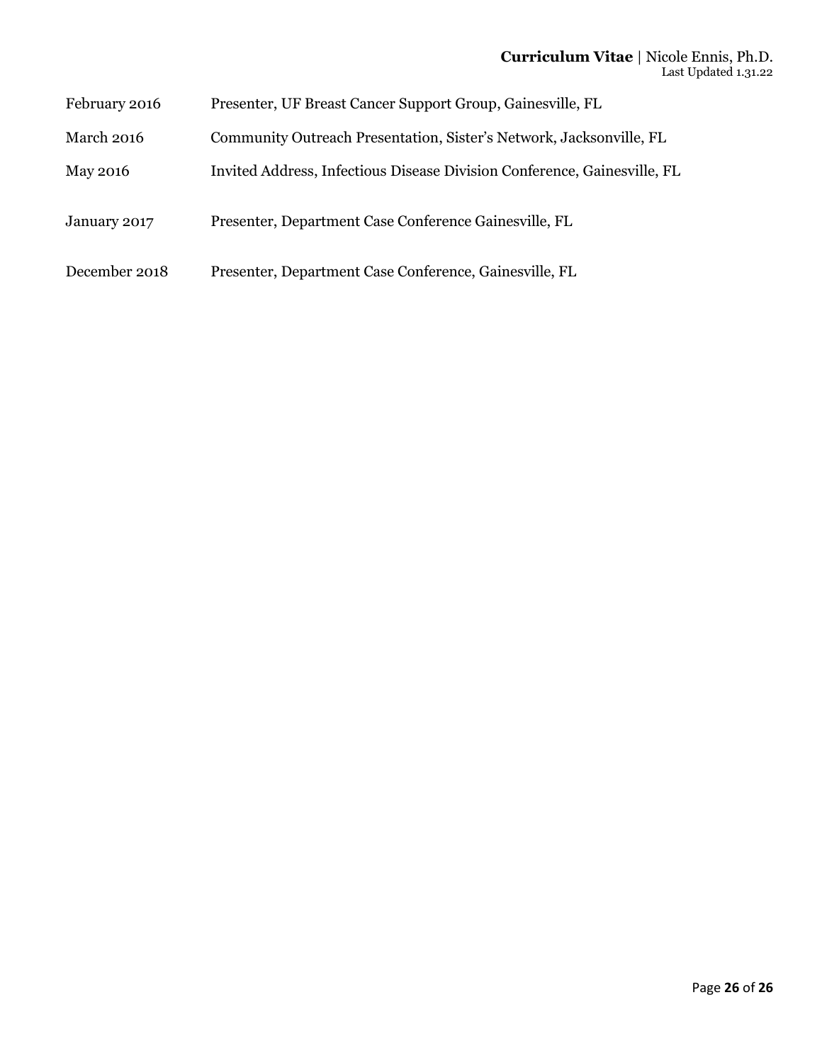| | |
|---|---|
| February 2016 | Presenter, UF Breast Cancer Support Group, Gainesville, FL |
| March 2016 | Community Outreach Presentation, Sister's Network, Jacksonville, FL |
| May 2016 | Invited Address, Infectious Disease Division Conference, Gainesville, FL |
| January 2017 | Presenter, Department Case Conference Gainesville, FL |
| December 2018 | Presenter, Department Case Conference, Gainesville, FL |